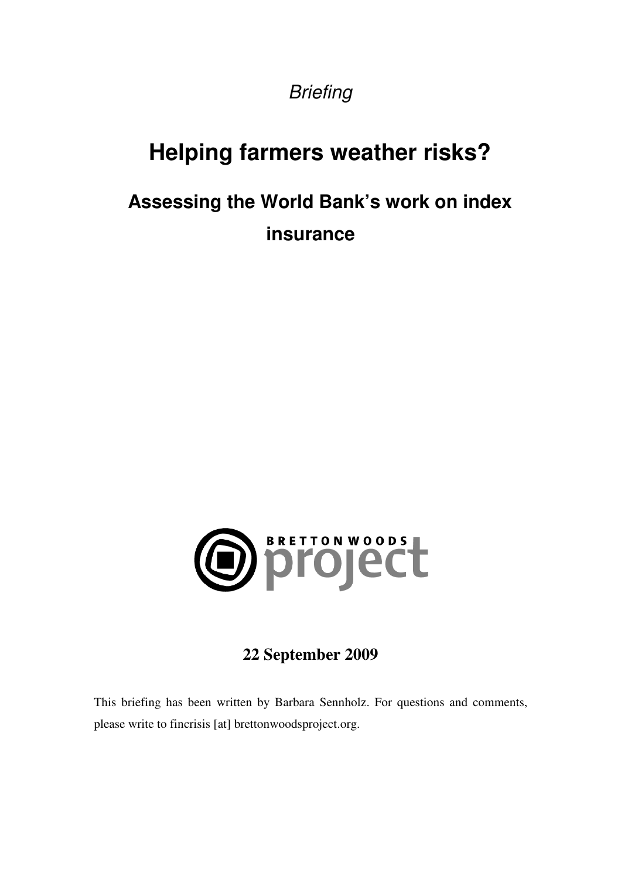*Briefing*

# Helping farmers weather risks?

## Assessing the World Bank's work on index insurance

BRETTON WOODS project

**22 September 2009**

This briefing has been written by Barbara Sennholz. For questions and comments, please write to fincrisis [at] brettonwoodsproject.org.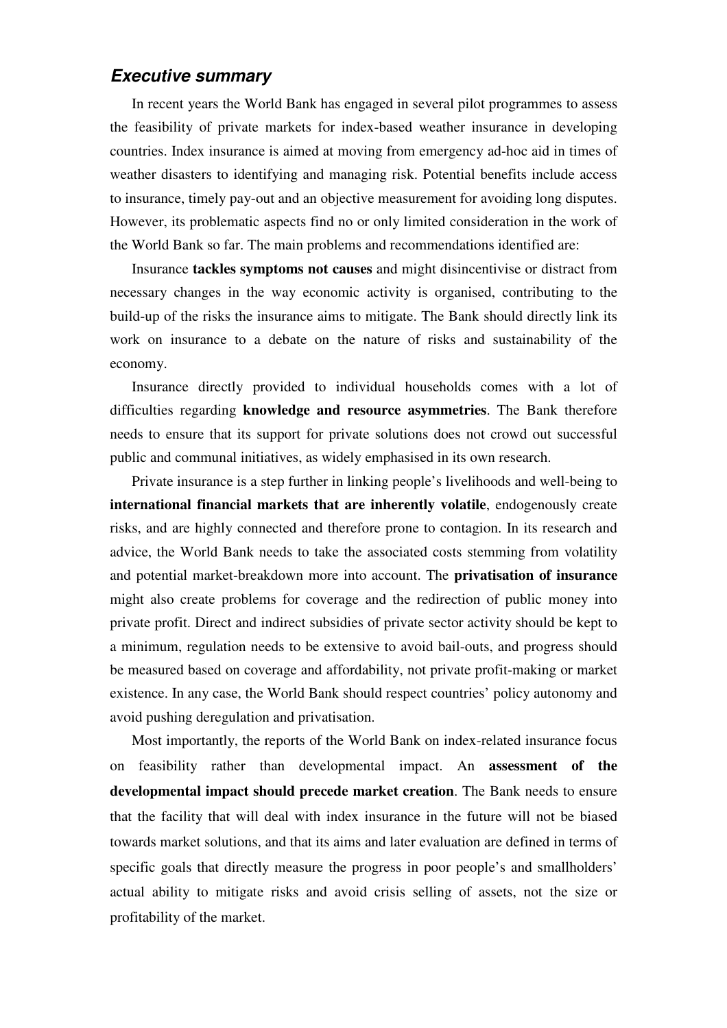## *Executive summary*

In recent years the World Bank has engaged in several pilot programmes to assess the feasibility of private markets for index-based weather insurance in developing countries. Index insurance is aimed at moving from emergency ad-hoc aid in times of weather disasters to identifying and managing risk. Potential benefits include access to insurance, timely pay-out and an objective measurement for avoiding long disputes. However, its problematic aspects find no or only limited consideration in the work of the World Bank so far. The main problems and recommendations identified are:

Insurance **tackles symptoms not causes** and might disincentivise or distract from necessary changes in the way economic activity is organised, contributing to the build-up of the risks the insurance aims to mitigate. The Bank should directly link its work on insurance to a debate on the nature of risks and sustainability of the economy.

Insurance directly provided to individual households comes with a lot of difficulties regarding **knowledge and resource asymmetries**. The Bank therefore needs to ensure that its support for private solutions does not crowd out successful public and communal initiatives, as widely emphasised in its own research.

Private insurance is a step further in linking people's livelihoods and well-being to **international financial markets that are inherently volatile**, endogenously create risks, and are highly connected and therefore prone to contagion. In its research and advice, the World Bank needs to take the associated costs stemming from volatility and potential market-breakdown more into account. The **privatisation of insurance** might also create problems for coverage and the redirection of public money into private profit. Direct and indirect subsidies of private sector activity should be kept to a minimum, regulation needs to be extensive to avoid bail-outs, and progress should be measured based on coverage and affordability, not private profit-making or market existence. In any case, the World Bank should respect countries' policy autonomy and avoid pushing deregulation and privatisation.

Most importantly, the reports of the World Bank on index-related insurance focus on feasibility rather than developmental impact. An **assessment of the developmental impact should precede market creation**. The Bank needs to ensure that the facility that will deal with index insurance in the future will not be biased towards market solutions, and that its aims and later evaluation are defined in terms of specific goals that directly measure the progress in poor people's and smallholders' actual ability to mitigate risks and avoid crisis selling of assets, not the size or profitability of the market.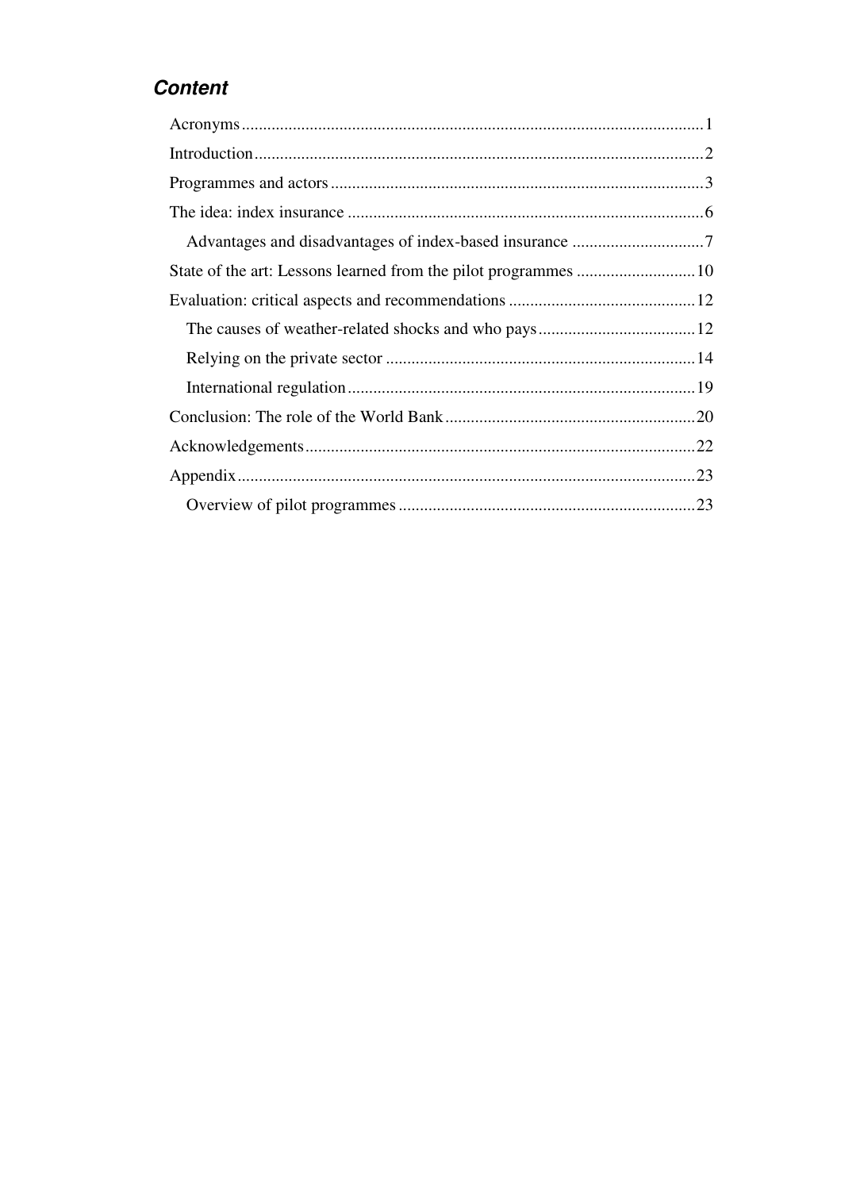## *Content*

Acronyms ........................................................................................................ 1
Introduction ..................................................................................................... 2
Programmes and actors .................................................................................... 3
The idea: index insurance ................................................................................ 6
  Advantages and disadvantages of index-based insurance ................................ 7
State of the art: Lessons learned from the pilot programmes ............................ 10
Evaluation: critical aspects and recommendations ............................................ 12
  The causes of weather-related shocks and who pays ..................................... 12
  Relying on the private sector ......................................................................... 14
  International regulation ................................................................................. 19
Conclusion: The role of the World Bank ........................................................... 20
Acknowledgements .......................................................................................... 22
Appendix ......................................................................................................... 23
  Overview of pilot programmes ...................................................................... 23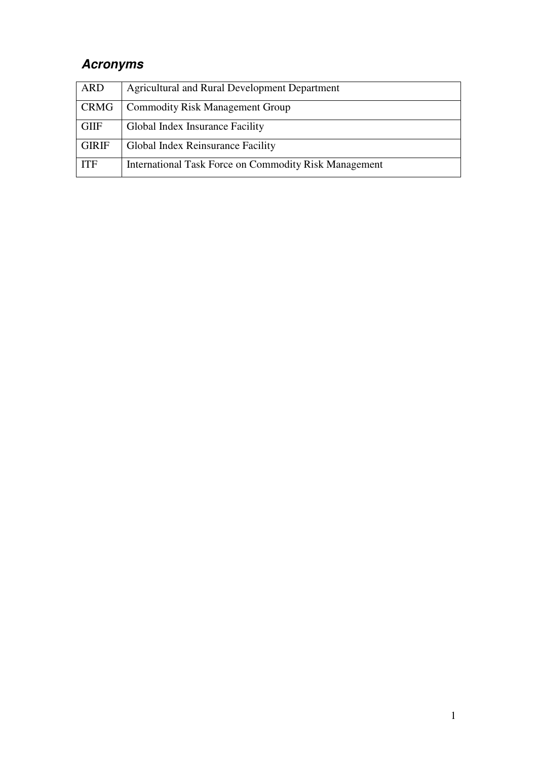## *Acronyms*

| | |
|---|---|
| ARD | Agricultural and Rural Development Department |
| CRMG | Commodity Risk Management Group |
| GIIF | Global Index Insurance Facility |
| GIRIF | Global Index Reinsurance Facility |
| ITF | International Task Force on Commodity Risk Management |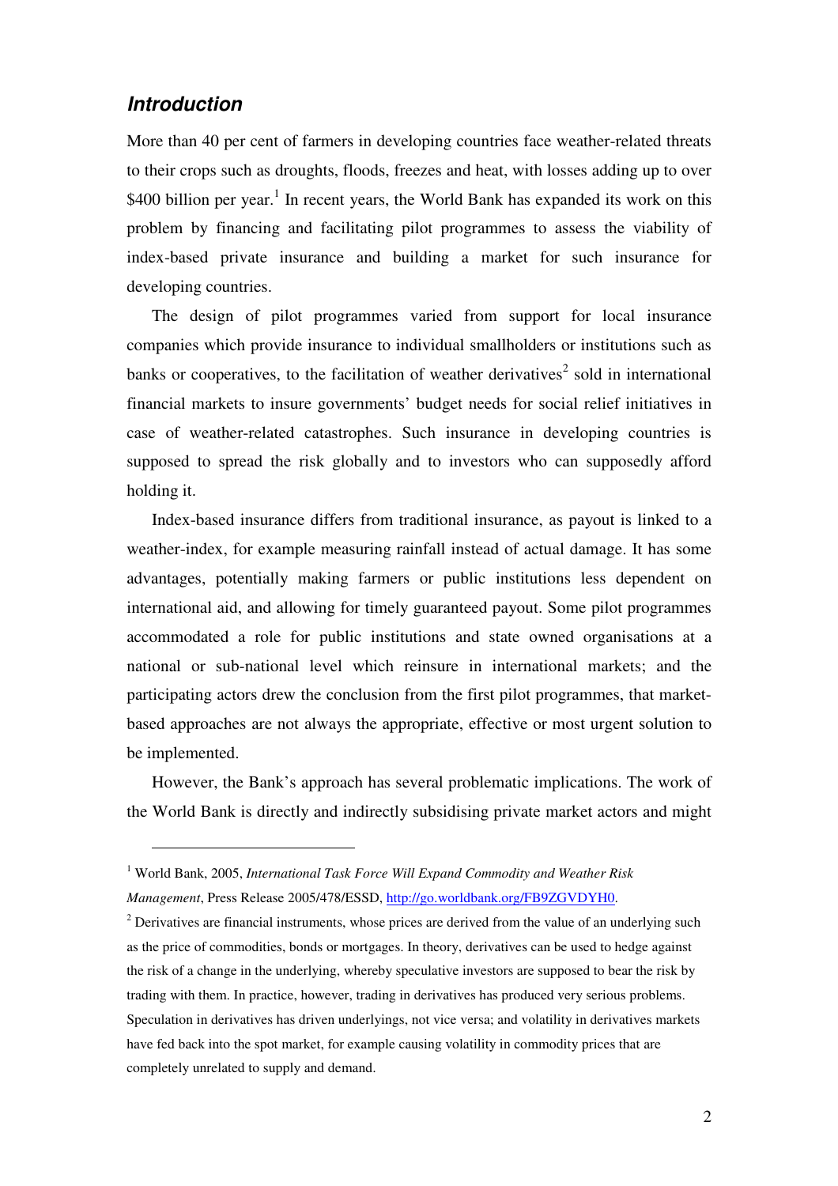## *Introduction*

More than 40 per cent of farmers in developing countries face weather-related threats to their crops such as droughts, floods, freezes and heat, with losses adding up to over \$400 billion per year.[1] In recent years, the World Bank has expanded its work on this problem by financing and facilitating pilot programmes to assess the viability of index-based private insurance and building a market for such insurance for developing countries.

The design of pilot programmes varied from support for local insurance companies which provide insurance to individual smallholders or institutions such as banks or cooperatives, to the facilitation of weather derivatives[2] sold in international financial markets to insure governments' budget needs for social relief initiatives in case of weather-related catastrophes. Such insurance in developing countries is supposed to spread the risk globally and to investors who can supposedly afford holding it.

Index-based insurance differs from traditional insurance, as payout is linked to a weather-index, for example measuring rainfall instead of actual damage. It has some advantages, potentially making farmers or public institutions less dependent on international aid, and allowing for timely guaranteed payout. Some pilot programmes accommodated a role for public institutions and state owned organisations at a national or sub-national level which reinsure in international markets; and the participating actors drew the conclusion from the first pilot programmes, that market-based approaches are not always the appropriate, effective or most urgent solution to be implemented.

However, the Bank's approach has several problematic implications. The work of the World Bank is directly and indirectly subsidising private market actors and might

---

[1] World Bank, 2005, *International Task Force Will Expand Commodity and Weather Risk Management*, Press Release 2005/478/ESSD, http://go.worldbank.org/FB9ZGVDYH0.

[2] Derivatives are financial instruments, whose prices are derived from the value of an underlying such as the price of commodities, bonds or mortgages. In theory, derivatives can be used to hedge against the risk of a change in the underlying, whereby speculative investors are supposed to bear the risk by trading with them. In practice, however, trading in derivatives has produced very serious problems. Speculation in derivatives has driven underlyings, not vice versa; and volatility in derivatives markets have fed back into the spot market, for example causing volatility in commodity prices that are completely unrelated to supply and demand.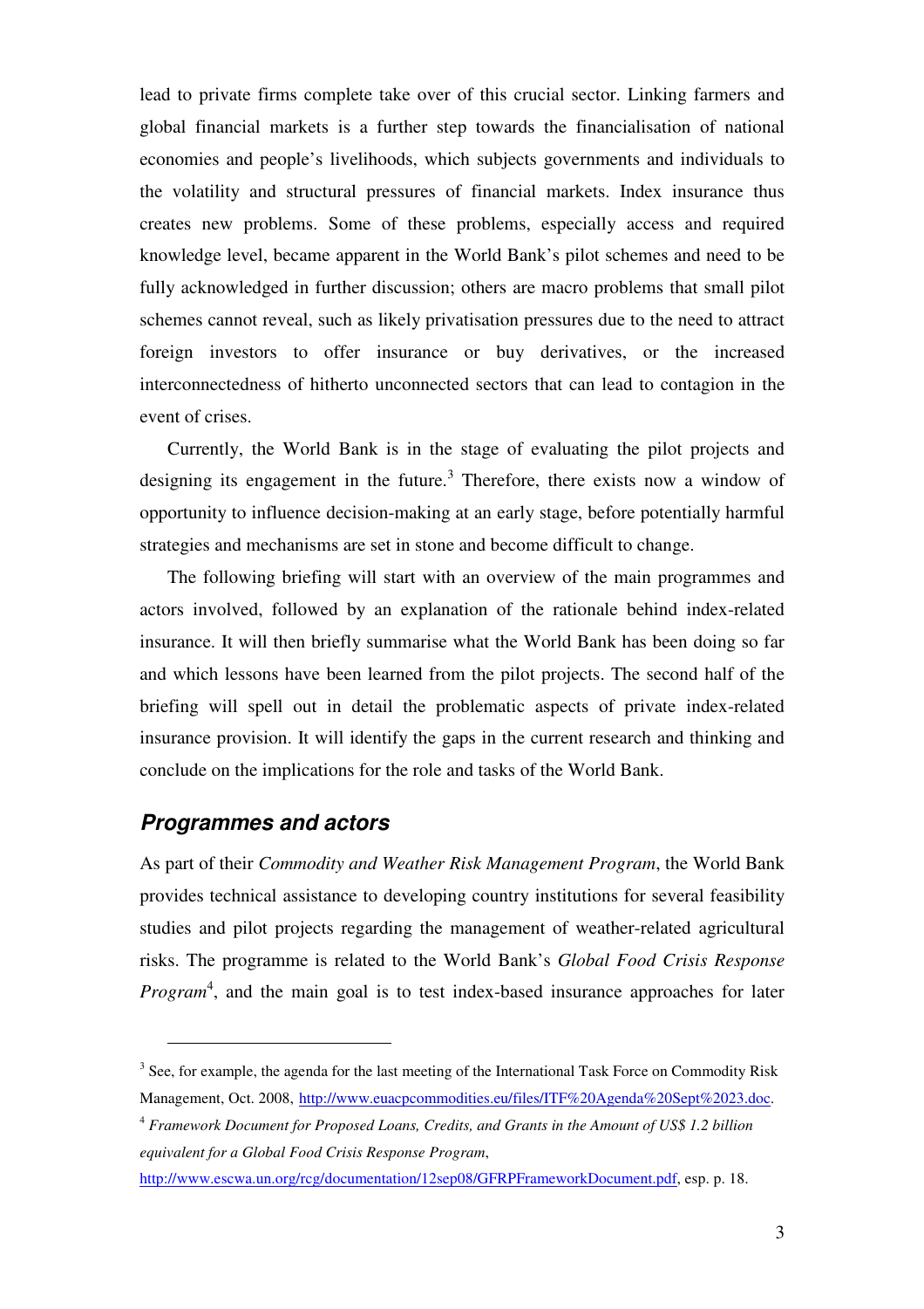lead to private firms complete take over of this crucial sector. Linking farmers and global financial markets is a further step towards the financialisation of national economies and people's livelihoods, which subjects governments and individuals to the volatility and structural pressures of financial markets. Index insurance thus creates new problems. Some of these problems, especially access and required knowledge level, became apparent in the World Bank's pilot schemes and need to be fully acknowledged in further discussion; others are macro problems that small pilot schemes cannot reveal, such as likely privatisation pressures due to the need to attract foreign investors to offer insurance or buy derivatives, or the increased interconnectedness of hitherto unconnected sectors that can lead to contagion in the event of crises.

Currently, the World Bank is in the stage of evaluating the pilot projects and designing its engagement in the future.[3] Therefore, there exists now a window of opportunity to influence decision-making at an early stage, before potentially harmful strategies and mechanisms are set in stone and become difficult to change.

The following briefing will start with an overview of the main programmes and actors involved, followed by an explanation of the rationale behind index-related insurance. It will then briefly summarise what the World Bank has been doing so far and which lessons have been learned from the pilot projects. The second half of the briefing will spell out in detail the problematic aspects of private index-related insurance provision. It will identify the gaps in the current research and thinking and conclude on the implications for the role and tasks of the World Bank.

## *Programmes and actors*

As part of their *Commodity and Weather Risk Management Program*, the World Bank provides technical assistance to developing country institutions for several feasibility studies and pilot projects regarding the management of weather-related agricultural risks. The programme is related to the World Bank's *Global Food Crisis Response Program*[4], and the main goal is to test index-based insurance approaches for later

---

[3] See, for example, the agenda for the last meeting of the International Task Force on Commodity Risk Management, Oct. 2008, http://www.euacpcommodities.eu/files/ITF%20Agenda%20Sept%2023.doc.

[4] *Framework Document for Proposed Loans, Credits, and Grants in the Amount of US$ 1.2 billion equivalent for a Global Food Crisis Response Program*, http://www.escwa.un.org/rcg/documentation/12sep08/GFRPFrameworkDocument.pdf, esp. p. 18.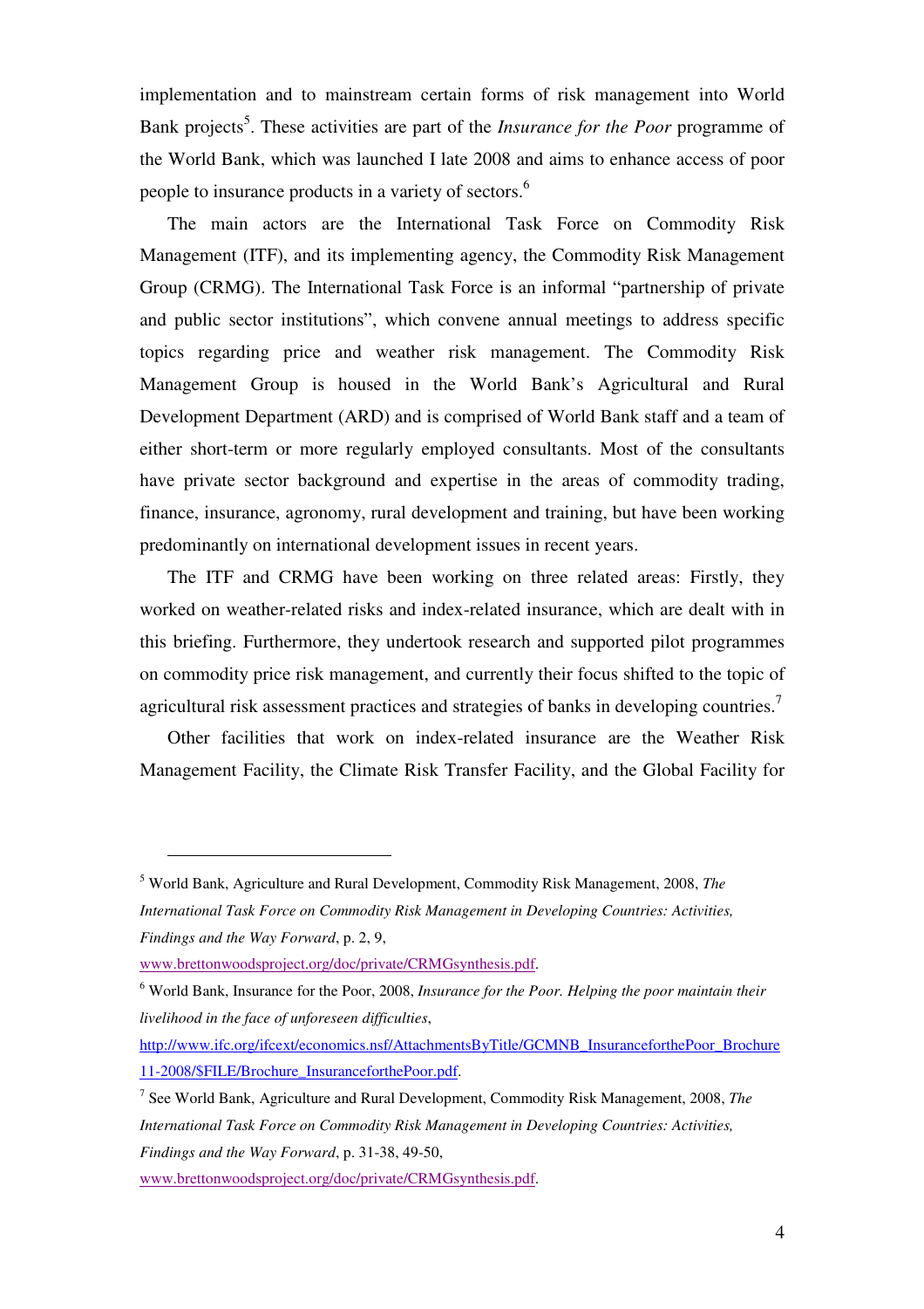implementation and to mainstream certain forms of risk management into World Bank projects[5]. These activities are part of the *Insurance for the Poor* programme of the World Bank, which was launched I late 2008 and aims to enhance access of poor people to insurance products in a variety of sectors.[6]

The main actors are the International Task Force on Commodity Risk Management (ITF), and its implementing agency, the Commodity Risk Management Group (CRMG). The International Task Force is an informal "partnership of private and public sector institutions", which convene annual meetings to address specific topics regarding price and weather risk management. The Commodity Risk Management Group is housed in the World Bank's Agricultural and Rural Development Department (ARD) and is comprised of World Bank staff and a team of either short-term or more regularly employed consultants. Most of the consultants have private sector background and expertise in the areas of commodity trading, finance, insurance, agronomy, rural development and training, but have been working predominantly on international development issues in recent years.

The ITF and CRMG have been working on three related areas: Firstly, they worked on weather-related risks and index-related insurance, which are dealt with in this briefing. Furthermore, they undertook research and supported pilot programmes on commodity price risk management, and currently their focus shifted to the topic of agricultural risk assessment practices and strategies of banks in developing countries.[7]

Other facilities that work on index-related insurance are the Weather Risk Management Facility, the Climate Risk Transfer Facility, and the Global Facility for

---

[5] World Bank, Agriculture and Rural Development, Commodity Risk Management, 2008, *The International Task Force on Commodity Risk Management in Developing Countries: Activities, Findings and the Way Forward*, p. 2, 9, www.brettonwoodsproject.org/doc/private/CRMGsynthesis.pdf.

[6] World Bank, Insurance for the Poor, 2008, *Insurance for the Poor. Helping the poor maintain their livelihood in the face of unforeseen difficulties*, http://www.ifc.org/ifcext/economics.nsf/AttachmentsByTitle/GCMNB_InsuranceforthePoor_Brochure11-2008/$FILE/Brochure_InsuranceforthePoor.pdf.

[7] See World Bank, Agriculture and Rural Development, Commodity Risk Management, 2008, *The International Task Force on Commodity Risk Management in Developing Countries: Activities, Findings and the Way Forward*, p. 31-38, 49-50, www.brettonwoodsproject.org/doc/private/CRMGsynthesis.pdf.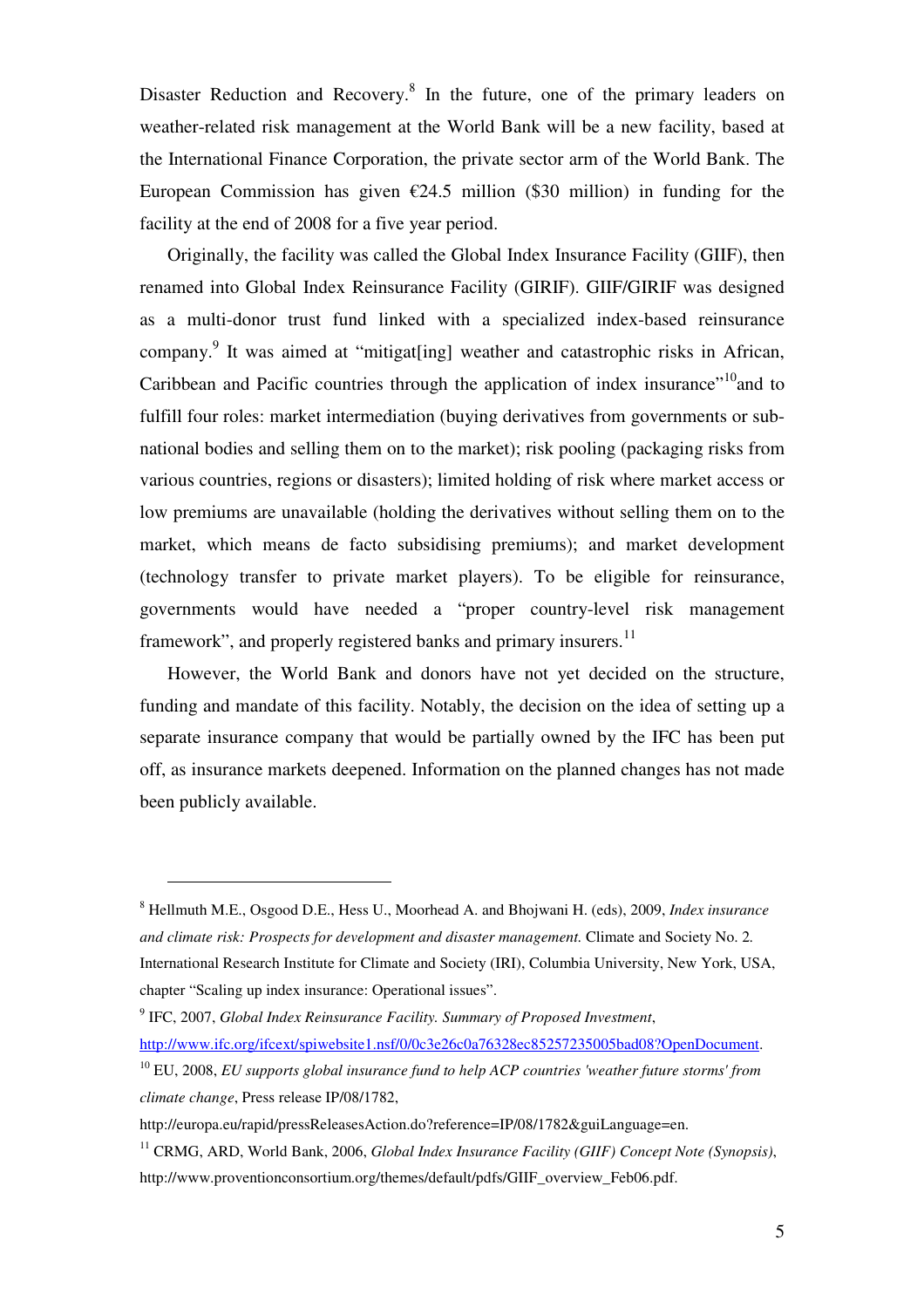Disaster Reduction and Recovery.[8] In the future, one of the primary leaders on weather-related risk management at the World Bank will be a new facility, based at the International Finance Corporation, the private sector arm of the World Bank. The European Commission has given €24.5 million ($30 million) in funding for the facility at the end of 2008 for a five year period.

Originally, the facility was called the Global Index Insurance Facility (GIIF), then renamed into Global Index Reinsurance Facility (GIRIF). GIIF/GIRIF was designed as a multi-donor trust fund linked with a specialized index-based reinsurance company.[9] It was aimed at "mitigat[ing] weather and catastrophic risks in African, Caribbean and Pacific countries through the application of index insurance"[10]and to fulfill four roles: market intermediation (buying derivatives from governments or sub-national bodies and selling them on to the market); risk pooling (packaging risks from various countries, regions or disasters); limited holding of risk where market access or low premiums are unavailable (holding the derivatives without selling them on to the market, which means de facto subsidising premiums); and market development (technology transfer to private market players). To be eligible for reinsurance, governments would have needed a "proper country-level risk management framework", and properly registered banks and primary insurers.[11]

However, the World Bank and donors have not yet decided on the structure, funding and mandate of this facility. Notably, the decision on the idea of setting up a separate insurance company that would be partially owned by the IFC has been put off, as insurance markets deepened. Information on the planned changes has not made been publicly available.

---

[8] Hellmuth M.E., Osgood D.E., Hess U., Moorhead A. and Bhojwani H. (eds), 2009, *Index insurance and climate risk: Prospects for development and disaster management.* Climate and Society No. 2. International Research Institute for Climate and Society (IRI), Columbia University, New York, USA, chapter "Scaling up index insurance: Operational issues".

[9] IFC, 2007, *Global Index Reinsurance Facility. Summary of Proposed Investment*, http://www.ifc.org/ifcext/spiwebsite1.nsf/0/0c3e26c0a76328ec85257235005bad08?OpenDocument.

[10] EU, 2008, *EU supports global insurance fund to help ACP countries 'weather future storms' from climate change*, Press release IP/08/1782, http://europa.eu/rapid/pressReleasesAction.do?reference=IP/08/1782&guiLanguage=en.

[11] CRMG, ARD, World Bank, 2006, *Global Index Insurance Facility (GIIF) Concept Note (Synopsis)*, http://www.proventionconsortium.org/themes/default/pdfs/GIIF_overview_Feb06.pdf.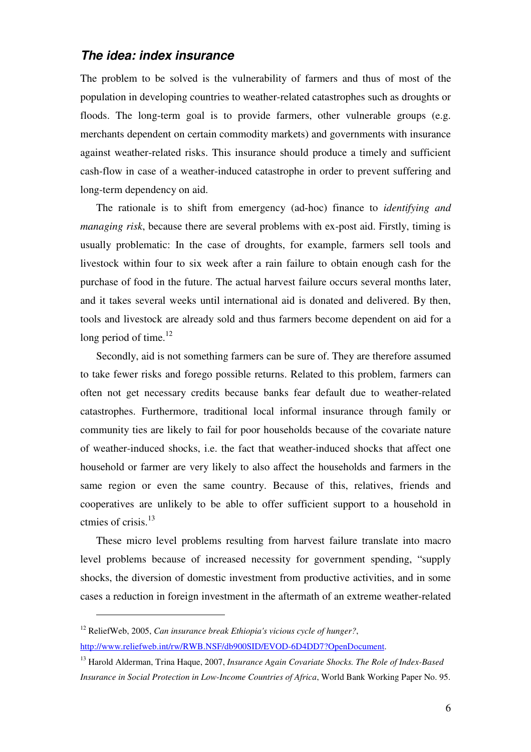### *The idea: index insurance*

The problem to be solved is the vulnerability of farmers and thus of most of the population in developing countries to weather-related catastrophes such as droughts or floods. The long-term goal is to provide farmers, other vulnerable groups (e.g. merchants dependent on certain commodity markets) and governments with insurance against weather-related risks. This insurance should produce a timely and sufficient cash-flow in case of a weather-induced catastrophe in order to prevent suffering and long-term dependency on aid.

The rationale is to shift from emergency (ad-hoc) finance to *identifying and managing risk*, because there are several problems with ex-post aid. Firstly, timing is usually problematic: In the case of droughts, for example, farmers sell tools and livestock within four to six week after a rain failure to obtain enough cash for the purchase of food in the future. The actual harvest failure occurs several months later, and it takes several weeks until international aid is donated and delivered. By then, tools and livestock are already sold and thus farmers become dependent on aid for a long period of time.[12]

Secondly, aid is not something farmers can be sure of. They are therefore assumed to take fewer risks and forego possible returns. Related to this problem, farmers can often not get necessary credits because banks fear default due to weather-related catastrophes. Furthermore, traditional local informal insurance through family or community ties are likely to fail for poor households because of the covariate nature of weather-induced shocks, i.e. the fact that weather-induced shocks that affect one household or farmer are very likely to also affect the households and farmers in the same region or even the same country. Because of this, relatives, friends and cooperatives are unlikely to be able to offer sufficient support to a household in ctmies of crisis.[13]

These micro level problems resulting from harvest failure translate into macro level problems because of increased necessity for government spending, "supply shocks, the diversion of domestic investment from productive activities, and in some cases a reduction in foreign investment in the aftermath of an extreme weather-related

---

[12] ReliefWeb, 2005, *Can insurance break Ethiopia's vicious cycle of hunger?*, http://www.reliefweb.int/rw/RWB.NSF/db900SID/EVOD-6D4DD7?OpenDocument.

[13] Harold Alderman, Trina Haque, 2007, *Insurance Again Covariate Shocks. The Role of Index-Based Insurance in Social Protection in Low-Income Countries of Africa*, World Bank Working Paper No. 95.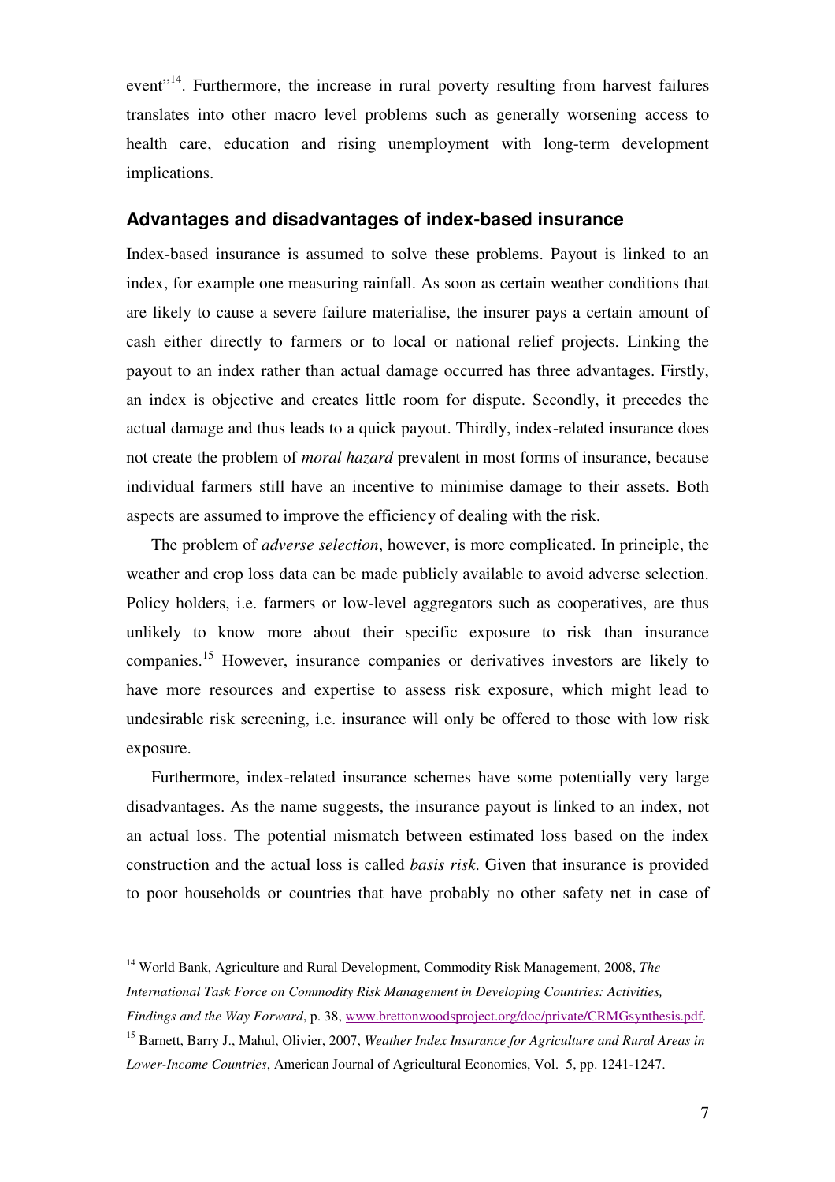event"[14]. Furthermore, the increase in rural poverty resulting from harvest failures translates into other macro level problems such as generally worsening access to health care, education and rising unemployment with long-term development implications.

## Advantages and disadvantages of index-based insurance

Index-based insurance is assumed to solve these problems. Payout is linked to an index, for example one measuring rainfall. As soon as certain weather conditions that are likely to cause a severe failure materialise, the insurer pays a certain amount of cash either directly to farmers or to local or national relief projects. Linking the payout to an index rather than actual damage occurred has three advantages. Firstly, an index is objective and creates little room for dispute. Secondly, it precedes the actual damage and thus leads to a quick payout. Thirdly, index-related insurance does not create the problem of *moral hazard* prevalent in most forms of insurance, because individual farmers still have an incentive to minimise damage to their assets. Both aspects are assumed to improve the efficiency of dealing with the risk.

The problem of *adverse selection*, however, is more complicated. In principle, the weather and crop loss data can be made publicly available to avoid adverse selection. Policy holders, i.e. farmers or low-level aggregators such as cooperatives, are thus unlikely to know more about their specific exposure to risk than insurance companies.[15] However, insurance companies or derivatives investors are likely to have more resources and expertise to assess risk exposure, which might lead to undesirable risk screening, i.e. insurance will only be offered to those with low risk exposure.

Furthermore, index-related insurance schemes have some potentially very large disadvantages. As the name suggests, the insurance payout is linked to an index, not an actual loss. The potential mismatch between estimated loss based on the index construction and the actual loss is called *basis risk*. Given that insurance is provided to poor households or countries that have probably no other safety net in case of

---

[14] World Bank, Agriculture and Rural Development, Commodity Risk Management, 2008, *The International Task Force on Commodity Risk Management in Developing Countries: Activities, Findings and the Way Forward*, p. 38, www.brettonwoodsproject.org/doc/private/CRMGsynthesis.pdf.

[15] Barnett, Barry J., Mahul, Olivier, 2007, *Weather Index Insurance for Agriculture and Rural Areas in Lower-Income Countries*, American Journal of Agricultural Economics, Vol. 5, pp. 1241-1247.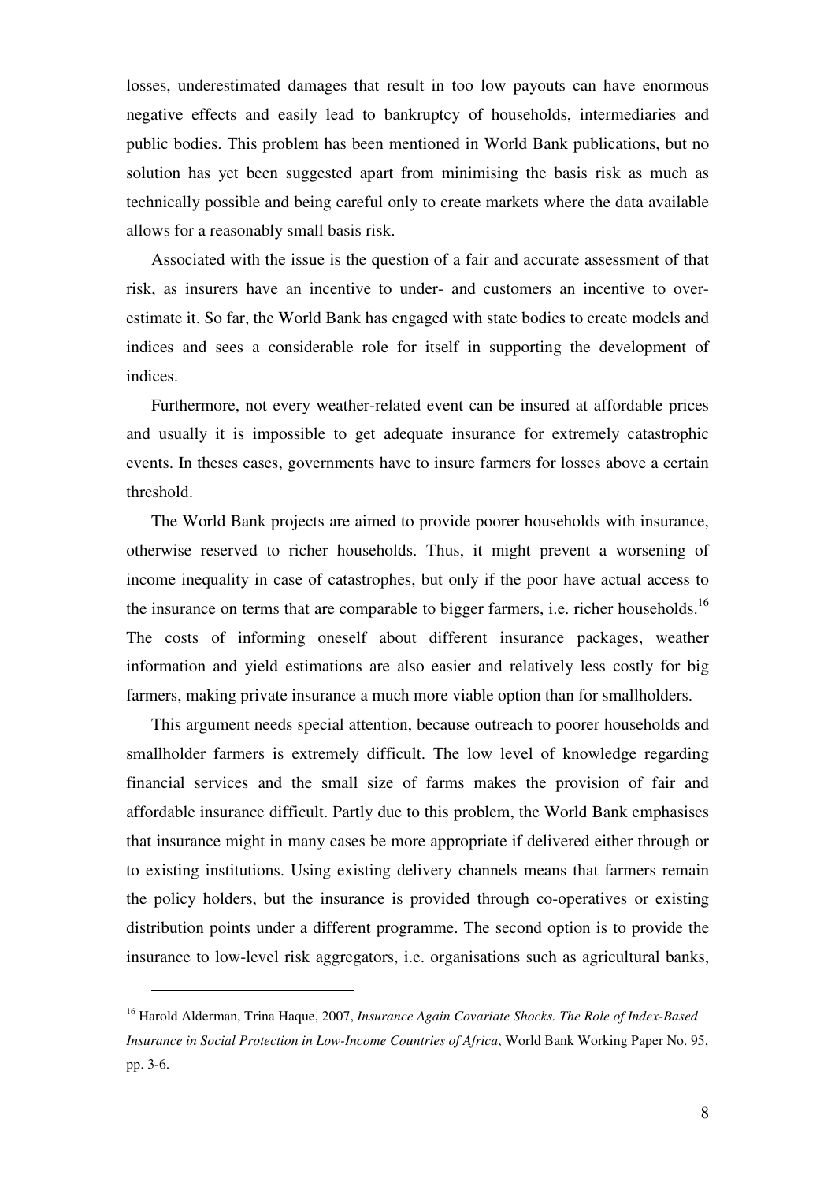losses, underestimated damages that result in too low payouts can have enormous negative effects and easily lead to bankruptcy of households, intermediaries and public bodies. This problem has been mentioned in World Bank publications, but no solution has yet been suggested apart from minimising the basis risk as much as technically possible and being careful only to create markets where the data available allows for a reasonably small basis risk.

Associated with the issue is the question of a fair and accurate assessment of that risk, as insurers have an incentive to under- and customers an incentive to over-estimate it. So far, the World Bank has engaged with state bodies to create models and indices and sees a considerable role for itself in supporting the development of indices.

Furthermore, not every weather-related event can be insured at affordable prices and usually it is impossible to get adequate insurance for extremely catastrophic events. In theses cases, governments have to insure farmers for losses above a certain threshold.

The World Bank projects are aimed to provide poorer households with insurance, otherwise reserved to richer households. Thus, it might prevent a worsening of income inequality in case of catastrophes, but only if the poor have actual access to the insurance on terms that are comparable to bigger farmers, i.e. richer households.[16] The costs of informing oneself about different insurance packages, weather information and yield estimations are also easier and relatively less costly for big farmers, making private insurance a much more viable option than for smallholders.

This argument needs special attention, because outreach to poorer households and smallholder farmers is extremely difficult. The low level of knowledge regarding financial services and the small size of farms makes the provision of fair and affordable insurance difficult. Partly due to this problem, the World Bank emphasises that insurance might in many cases be more appropriate if delivered either through or to existing institutions. Using existing delivery channels means that farmers remain the policy holders, but the insurance is provided through co-operatives or existing distribution points under a different programme. The second option is to provide the insurance to low-level risk aggregators, i.e. organisations such as agricultural banks,

---

[16] Harold Alderman, Trina Haque, 2007, *Insurance Again Covariate Shocks. The Role of Index-Based Insurance in Social Protection in Low-Income Countries of Africa*, World Bank Working Paper No. 95, pp. 3-6.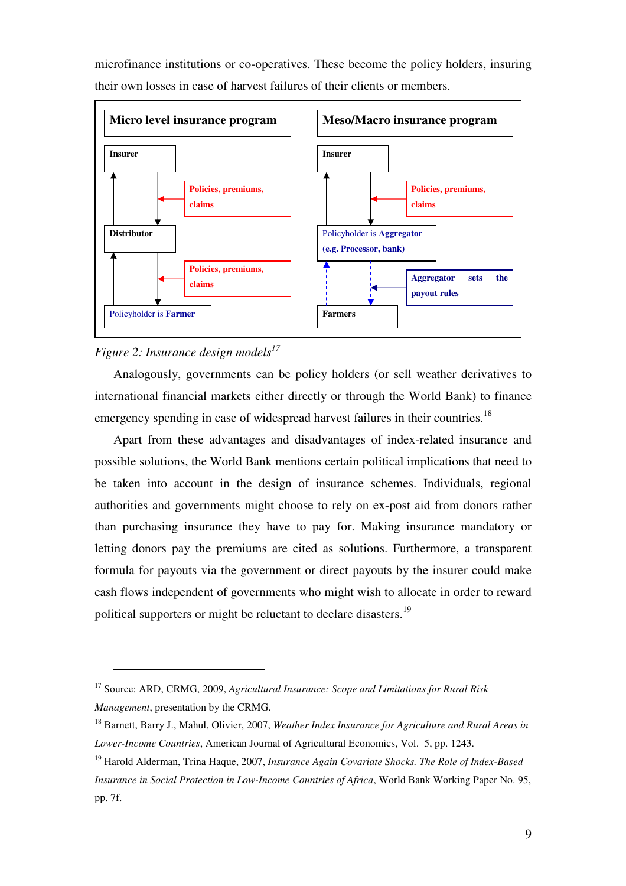microfinance institutions or co-operatives. These become the policy holders, insuring their own losses in case of harvest failures of their clients or members.

| Micro level insurance program | Meso/Macro insurance program |
|---|---|
| Insurer | Insurer |
| Policies, premiums, claims | Policies, premiums, claims |
| Distributor | Policyholder is Aggregator (e.g. Processor, bank) |
| Policies, premiums, claims | Aggregator sets the payout rules |
| Policyholder is Farmer | Farmers |

*Figure 2: Insurance design models*[17]

Analogously, governments can be policy holders (or sell weather derivatives to international financial markets either directly or through the World Bank) to finance emergency spending in case of widespread harvest failures in their countries.[18]

Apart from these advantages and disadvantages of index-related insurance and possible solutions, the World Bank mentions certain political implications that need to be taken into account in the design of insurance schemes. Individuals, regional authorities and governments might choose to rely on ex-post aid from donors rather than purchasing insurance they have to pay for. Making insurance mandatory or letting donors pay the premiums are cited as solutions. Furthermore, a transparent formula for payouts via the government or direct payouts by the insurer could make cash flows independent of governments who might wish to allocate in order to reward political supporters or might be reluctant to declare disasters.[19]

---

[17] Source: ARD, CRMG, 2009, *Agricultural Insurance: Scope and Limitations for Rural Risk Management*, presentation by the CRMG.

[18] Barnett, Barry J., Mahul, Olivier, 2007, *Weather Index Insurance for Agriculture and Rural Areas in Lower-Income Countries*, American Journal of Agricultural Economics, Vol. 5, pp. 1243.

[19] Harold Alderman, Trina Haque, 2007, *Insurance Again Covariate Shocks. The Role of Index-Based Insurance in Social Protection in Low-Income Countries of Africa*, World Bank Working Paper No. 95, pp. 7f.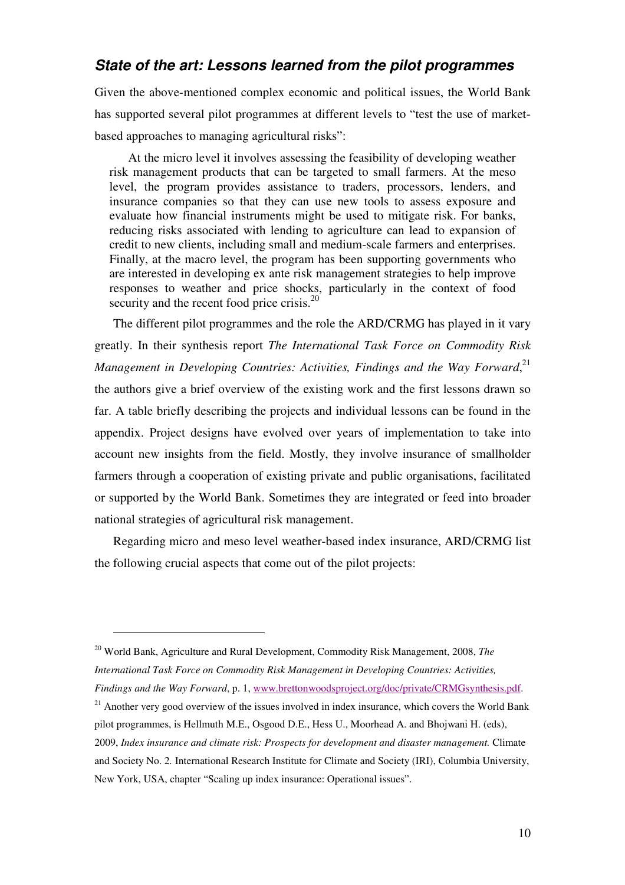### *State of the art: Lessons learned from the pilot programmes*

Given the above-mentioned complex economic and political issues, the World Bank has supported several pilot programmes at different levels to "test the use of market-based approaches to managing agricultural risks":

> At the micro level it involves assessing the feasibility of developing weather risk management products that can be targeted to small farmers. At the meso level, the program provides assistance to traders, processors, lenders, and insurance companies so that they can use new tools to assess exposure and evaluate how financial instruments might be used to mitigate risk. For banks, reducing risks associated with lending to agriculture can lead to expansion of credit to new clients, including small and medium-scale farmers and enterprises. Finally, at the macro level, the program has been supporting governments who are interested in developing ex ante risk management strategies to help improve responses to weather and price shocks, particularly in the context of food security and the recent food price crisis.[20]

The different pilot programmes and the role the ARD/CRMG has played in it vary greatly. In their synthesis report *The International Task Force on Commodity Risk Management in Developing Countries: Activities, Findings and the Way Forward*,[21] the authors give a brief overview of the existing work and the first lessons drawn so far. A table briefly describing the projects and individual lessons can be found in the appendix. Project designs have evolved over years of implementation to take into account new insights from the field. Mostly, they involve insurance of smallholder farmers through a cooperation of existing private and public organisations, facilitated or supported by the World Bank. Sometimes they are integrated or feed into broader national strategies of agricultural risk management.

Regarding micro and meso level weather-based index insurance, ARD/CRMG list the following crucial aspects that come out of the pilot projects:

---

[20] World Bank, Agriculture and Rural Development, Commodity Risk Management, 2008, *The International Task Force on Commodity Risk Management in Developing Countries: Activities, Findings and the Way Forward*, p. 1, www.brettonwoodsproject.org/doc/private/CRMGsynthesis.pdf.

[21] Another very good overview of the issues involved in index insurance, which covers the World Bank pilot programmes, is Hellmuth M.E., Osgood D.E., Hess U., Moorhead A. and Bhojwani H. (eds), 2009, *Index insurance and climate risk: Prospects for development and disaster management.* Climate and Society No. 2. International Research Institute for Climate and Society (IRI), Columbia University, New York, USA, chapter "Scaling up index insurance: Operational issues".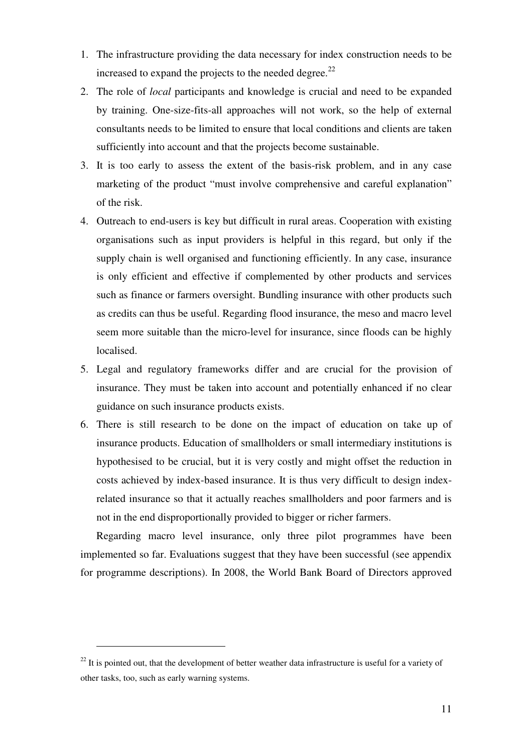1. The infrastructure providing the data necessary for index construction needs to be increased to expand the projects to the needed degree.[22]
2. The role of *local* participants and knowledge is crucial and need to be expanded by training. One-size-fits-all approaches will not work, so the help of external consultants needs to be limited to ensure that local conditions and clients are taken sufficiently into account and that the projects become sustainable.
3. It is too early to assess the extent of the basis-risk problem, and in any case marketing of the product "must involve comprehensive and careful explanation" of the risk.
4. Outreach to end-users is key but difficult in rural areas. Cooperation with existing organisations such as input providers is helpful in this regard, but only if the supply chain is well organised and functioning efficiently. In any case, insurance is only efficient and effective if complemented by other products and services such as finance or farmers oversight. Bundling insurance with other products such as credits can thus be useful. Regarding flood insurance, the meso and macro level seem more suitable than the micro-level for insurance, since floods can be highly localised.
5. Legal and regulatory frameworks differ and are crucial for the provision of insurance. They must be taken into account and potentially enhanced if no clear guidance on such insurance products exists.
6. There is still research to be done on the impact of education on take up of insurance products. Education of smallholders or small intermediary institutions is hypothesised to be crucial, but it is very costly and might offset the reduction in costs achieved by index-based insurance. It is thus very difficult to design index-related insurance so that it actually reaches smallholders and poor farmers and is not in the end disproportionally provided to bigger or richer farmers.

Regarding macro level insurance, only three pilot programmes have been implemented so far. Evaluations suggest that they have been successful (see appendix for programme descriptions). In 2008, the World Bank Board of Directors approved

[22] It is pointed out, that the development of better weather data infrastructure is useful for a variety of other tasks, too, such as early warning systems.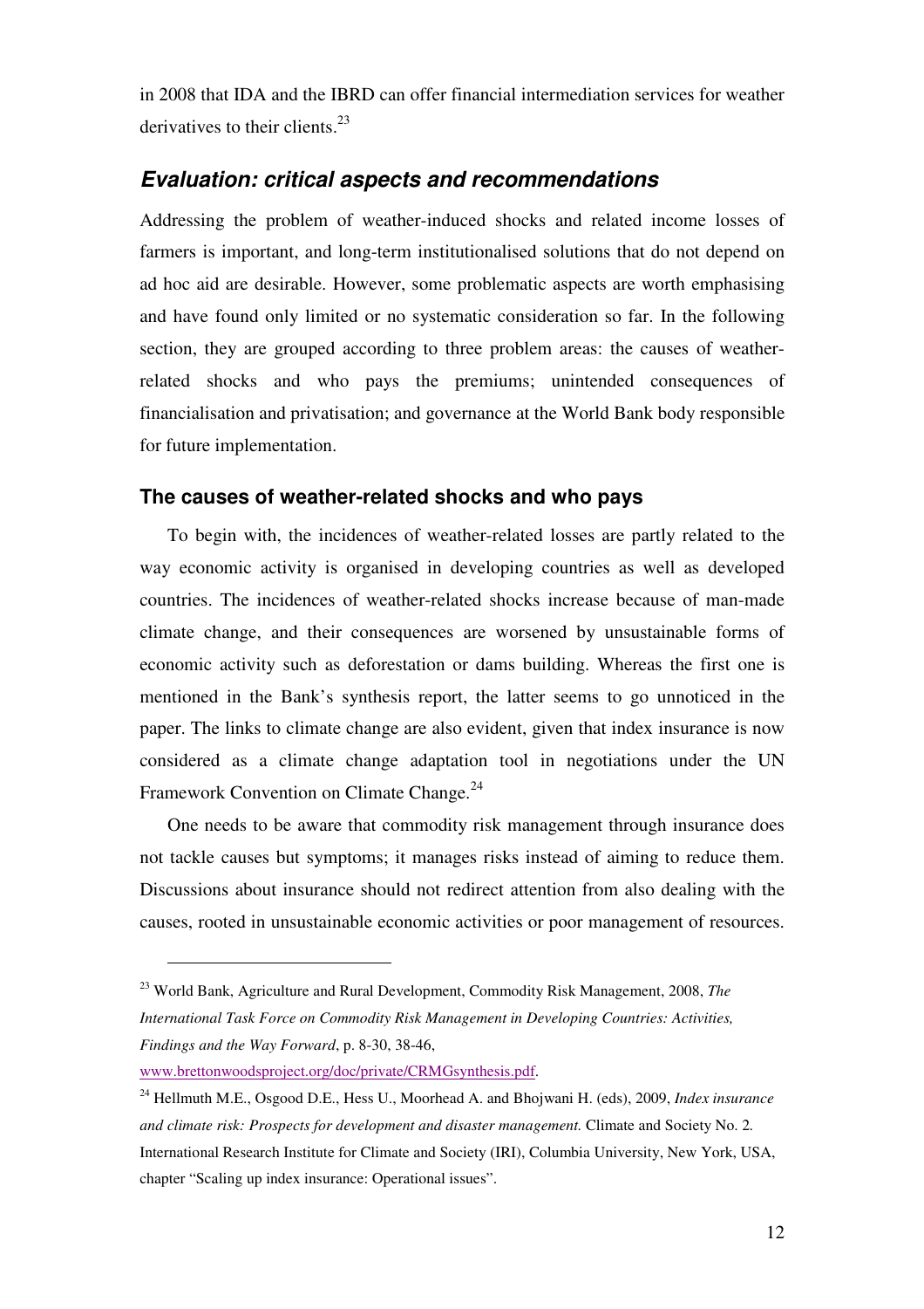in 2008 that IDA and the IBRD can offer financial intermediation services for weather derivatives to their clients.[23]

## *Evaluation: critical aspects and recommendations*

Addressing the problem of weather-induced shocks and related income losses of farmers is important, and long-term institutionalised solutions that do not depend on ad hoc aid are desirable. However, some problematic aspects are worth emphasising and have found only limited or no systematic consideration so far. In the following section, they are grouped according to three problem areas: the causes of weather-related shocks and who pays the premiums; unintended consequences of financialisation and privatisation; and governance at the World Bank body responsible for future implementation.

### The causes of weather-related shocks and who pays

To begin with, the incidences of weather-related losses are partly related to the way economic activity is organised in developing countries as well as developed countries. The incidences of weather-related shocks increase because of man-made climate change, and their consequences are worsened by unsustainable forms of economic activity such as deforestation or dams building. Whereas the first one is mentioned in the Bank's synthesis report, the latter seems to go unnoticed in the paper. The links to climate change are also evident, given that index insurance is now considered as a climate change adaptation tool in negotiations under the UN Framework Convention on Climate Change.[24]

One needs to be aware that commodity risk management through insurance does not tackle causes but symptoms; it manages risks instead of aiming to reduce them. Discussions about insurance should not redirect attention from also dealing with the causes, rooted in unsustainable economic activities or poor management of resources.

---

[23] World Bank, Agriculture and Rural Development, Commodity Risk Management, 2008, *The International Task Force on Commodity Risk Management in Developing Countries: Activities, Findings and the Way Forward*, p. 8-30, 38-46, www.brettonwoodsproject.org/doc/private/CRMGsynthesis.pdf.

[24] Hellmuth M.E., Osgood D.E., Hess U., Moorhead A. and Bhojwani H. (eds), 2009, *Index insurance and climate risk: Prospects for development and disaster management.* Climate and Society No. 2. International Research Institute for Climate and Society (IRI), Columbia University, New York, USA, chapter "Scaling up index insurance: Operational issues".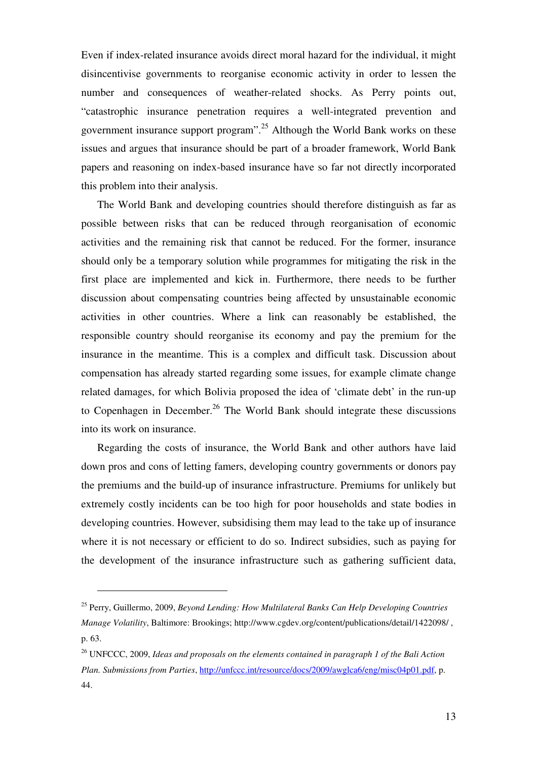Even if index-related insurance avoids direct moral hazard for the individual, it might disincentivise governments to reorganise economic activity in order to lessen the number and consequences of weather-related shocks. As Perry points out, "catastrophic insurance penetration requires a well-integrated prevention and government insurance support program".[25] Although the World Bank works on these issues and argues that insurance should be part of a broader framework, World Bank papers and reasoning on index-based insurance have so far not directly incorporated this problem into their analysis.

The World Bank and developing countries should therefore distinguish as far as possible between risks that can be reduced through reorganisation of economic activities and the remaining risk that cannot be reduced. For the former, insurance should only be a temporary solution while programmes for mitigating the risk in the first place are implemented and kick in. Furthermore, there needs to be further discussion about compensating countries being affected by unsustainable economic activities in other countries. Where a link can reasonably be established, the responsible country should reorganise its economy and pay the premium for the insurance in the meantime. This is a complex and difficult task. Discussion about compensation has already started regarding some issues, for example climate change related damages, for which Bolivia proposed the idea of 'climate debt' in the run-up to Copenhagen in December.[26] The World Bank should integrate these discussions into its work on insurance.

Regarding the costs of insurance, the World Bank and other authors have laid down pros and cons of letting famers, developing country governments or donors pay the premiums and the build-up of insurance infrastructure. Premiums for unlikely but extremely costly incidents can be too high for poor households and state bodies in developing countries. However, subsidising them may lead to the take up of insurance where it is not necessary or efficient to do so. Indirect subsidies, such as paying for the development of the insurance infrastructure such as gathering sufficient data,

---

[25] Perry, Guillermo, 2009, *Beyond Lending: How Multilateral Banks Can Help Developing Countries Manage Volatility*, Baltimore: Brookings; http://www.cgdev.org/content/publications/detail/1422098/ , p. 63.

[26] UNFCCC, 2009, *Ideas and proposals on the elements contained in paragraph 1 of the Bali Action Plan. Submissions from Parties*, http://unfccc.int/resource/docs/2009/awglca6/eng/misc04p01.pdf, p. 44.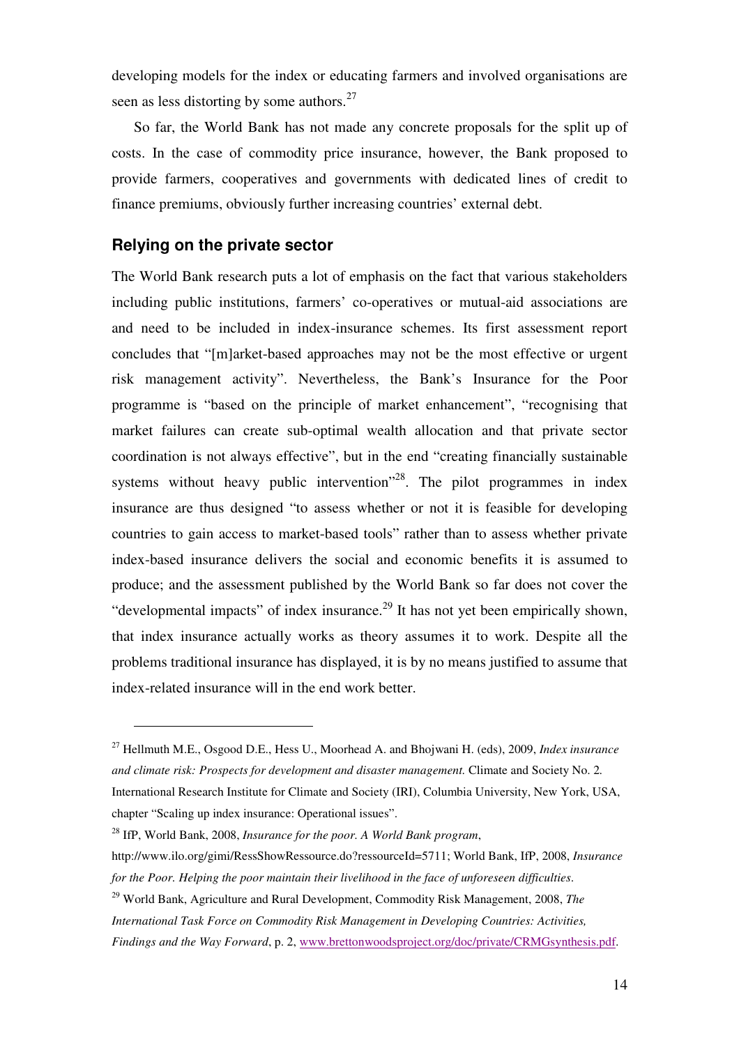developing models for the index or educating farmers and involved organisations are seen as less distorting by some authors.[27]

So far, the World Bank has not made any concrete proposals for the split up of costs. In the case of commodity price insurance, however, the Bank proposed to provide farmers, cooperatives and governments with dedicated lines of credit to finance premiums, obviously further increasing countries' external debt.

## Relying on the private sector

The World Bank research puts a lot of emphasis on the fact that various stakeholders including public institutions, farmers' co-operatives or mutual-aid associations are and need to be included in index-insurance schemes. Its first assessment report concludes that "[m]arket-based approaches may not be the most effective or urgent risk management activity". Nevertheless, the Bank's Insurance for the Poor programme is "based on the principle of market enhancement", "recognising that market failures can create sub-optimal wealth allocation and that private sector coordination is not always effective", but in the end "creating financially sustainable systems without heavy public intervention"[28]. The pilot programmes in index insurance are thus designed "to assess whether or not it is feasible for developing countries to gain access to market-based tools" rather than to assess whether private index-based insurance delivers the social and economic benefits it is assumed to produce; and the assessment published by the World Bank so far does not cover the "developmental impacts" of index insurance.[29] It has not yet been empirically shown, that index insurance actually works as theory assumes it to work. Despite all the problems traditional insurance has displayed, it is by no means justified to assume that index-related insurance will in the end work better.

---

[27] Hellmuth M.E., Osgood D.E., Hess U., Moorhead A. and Bhojwani H. (eds), 2009, *Index insurance and climate risk: Prospects for development and disaster management.* Climate and Society No. 2. International Research Institute for Climate and Society (IRI), Columbia University, New York, USA, chapter "Scaling up index insurance: Operational issues".

[28] IfP, World Bank, 2008, *Insurance for the poor. A World Bank program*, http://www.ilo.org/gimi/RessShowRessource.do?ressourceId=5711; World Bank, IfP, 2008, *Insurance for the Poor. Helping the poor maintain their livelihood in the face of unforeseen difficulties*.

[29] World Bank, Agriculture and Rural Development, Commodity Risk Management, 2008, *The International Task Force on Commodity Risk Management in Developing Countries: Activities, Findings and the Way Forward*, p. 2, www.brettonwoodsproject.org/doc/private/CRMGsynthesis.pdf.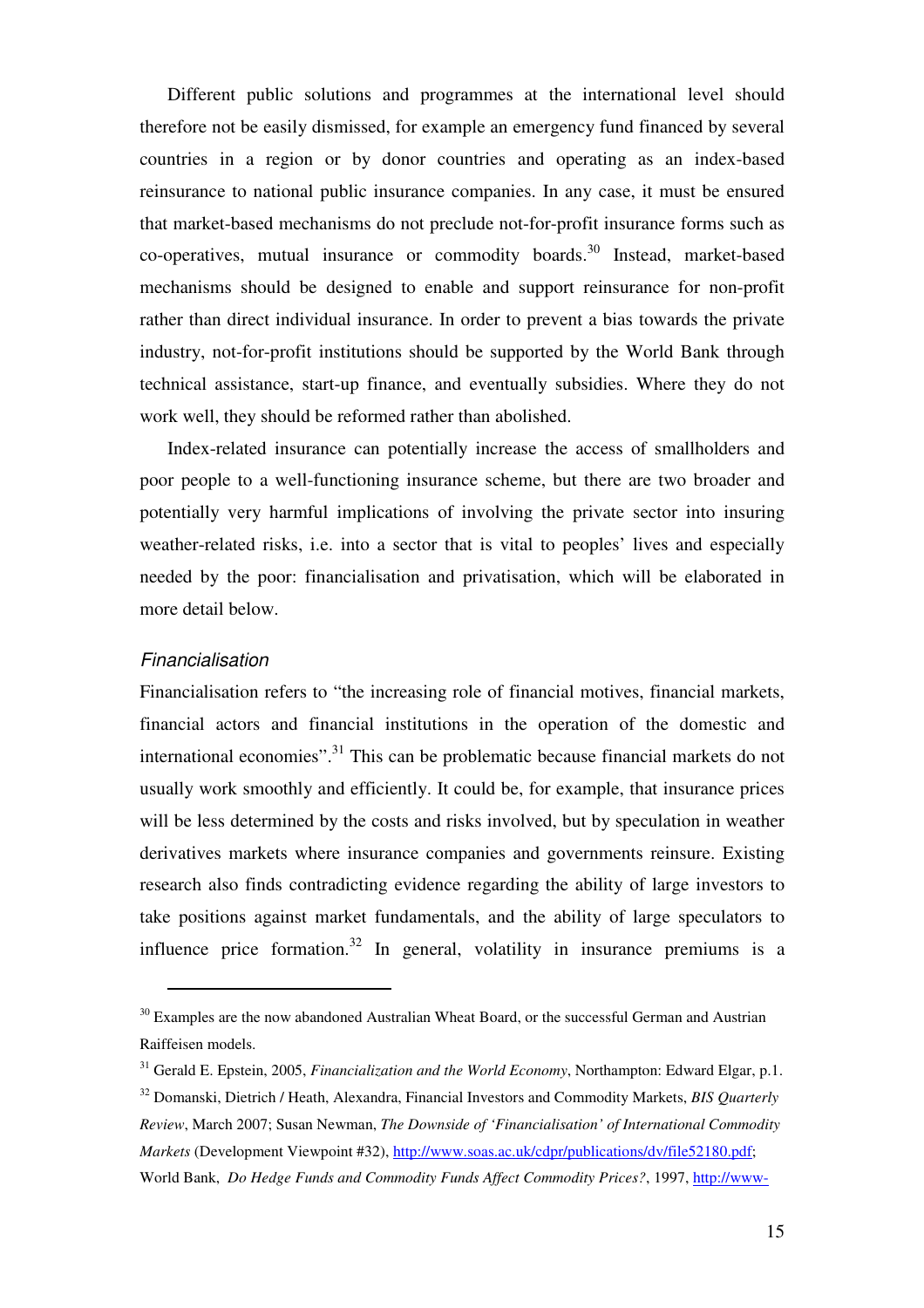Different public solutions and programmes at the international level should therefore not be easily dismissed, for example an emergency fund financed by several countries in a region or by donor countries and operating as an index-based reinsurance to national public insurance companies. In any case, it must be ensured that market-based mechanisms do not preclude not-for-profit insurance forms such as co-operatives, mutual insurance or commodity boards.[30] Instead, market-based mechanisms should be designed to enable and support reinsurance for non-profit rather than direct individual insurance. In order to prevent a bias towards the private industry, not-for-profit institutions should be supported by the World Bank through technical assistance, start-up finance, and eventually subsidies. Where they do not work well, they should be reformed rather than abolished.

Index-related insurance can potentially increase the access of smallholders and poor people to a well-functioning insurance scheme, but there are two broader and potentially very harmful implications of involving the private sector into insuring weather-related risks, i.e. into a sector that is vital to peoples' lives and especially needed by the poor: financialisation and privatisation, which will be elaborated in more detail below.

### *Financialisation*

Financialisation refers to "the increasing role of financial motives, financial markets, financial actors and financial institutions in the operation of the domestic and international economies".[31] This can be problematic because financial markets do not usually work smoothly and efficiently. It could be, for example, that insurance prices will be less determined by the costs and risks involved, but by speculation in weather derivatives markets where insurance companies and governments reinsure. Existing research also finds contradicting evidence regarding the ability of large investors to take positions against market fundamentals, and the ability of large speculators to influence price formation.[32] In general, volatility in insurance premiums is a

---

[30] Examples are the now abandoned Australian Wheat Board, or the successful German and Austrian Raiffeisen models.

[31] Gerald E. Epstein, 2005, *Financialization and the World Economy*, Northampton: Edward Elgar, p.1.

[32] Domanski, Dietrich / Heath, Alexandra, Financial Investors and Commodity Markets, *BIS Quarterly Review*, March 2007; Susan Newman, *The Downside of 'Financialisation' of International Commodity Markets* (Development Viewpoint #32), http://www.soas.ac.uk/cdpr/publications/dv/file52180.pdf; World Bank, *Do Hedge Funds and Commodity Funds Affect Commodity Prices?*, 1997, http://www-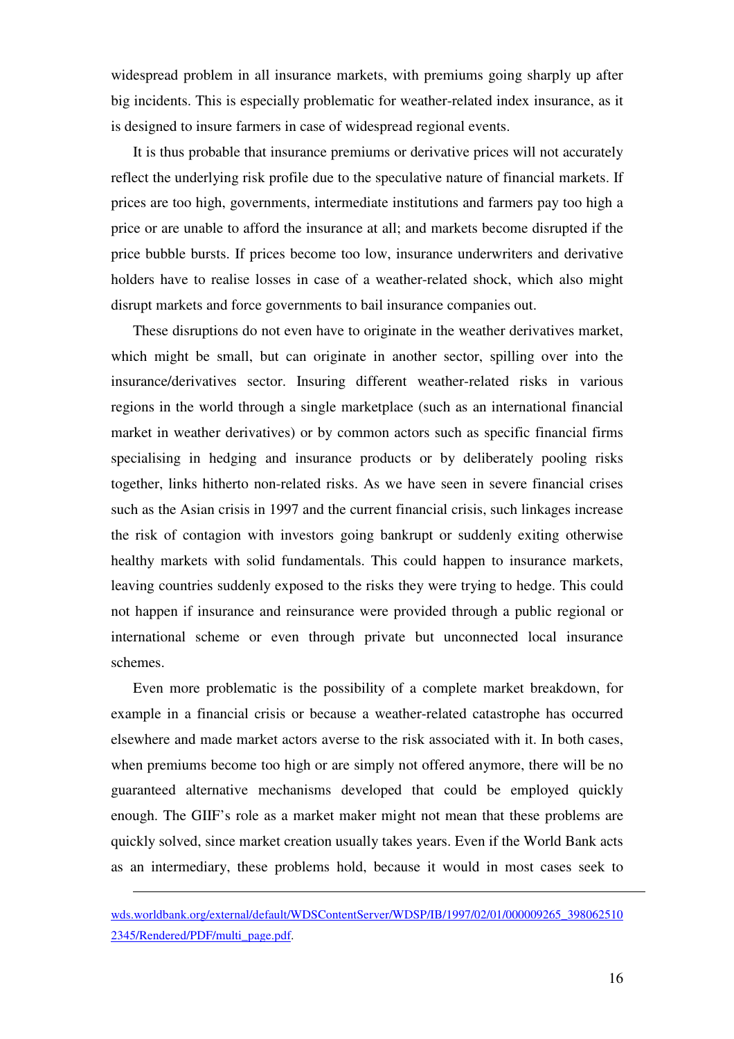widespread problem in all insurance markets, with premiums going sharply up after big incidents. This is especially problematic for weather-related index insurance, as it is designed to insure farmers in case of widespread regional events.

It is thus probable that insurance premiums or derivative prices will not accurately reflect the underlying risk profile due to the speculative nature of financial markets. If prices are too high, governments, intermediate institutions and farmers pay too high a price or are unable to afford the insurance at all; and markets become disrupted if the price bubble bursts. If prices become too low, insurance underwriters and derivative holders have to realise losses in case of a weather-related shock, which also might disrupt markets and force governments to bail insurance companies out.

These disruptions do not even have to originate in the weather derivatives market, which might be small, but can originate in another sector, spilling over into the insurance/derivatives sector. Insuring different weather-related risks in various regions in the world through a single marketplace (such as an international financial market in weather derivatives) or by common actors such as specific financial firms specialising in hedging and insurance products or by deliberately pooling risks together, links hitherto non-related risks. As we have seen in severe financial crises such as the Asian crisis in 1997 and the current financial crisis, such linkages increase the risk of contagion with investors going bankrupt or suddenly exiting otherwise healthy markets with solid fundamentals. This could happen to insurance markets, leaving countries suddenly exposed to the risks they were trying to hedge. This could not happen if insurance and reinsurance were provided through a public regional or international scheme or even through private but unconnected local insurance schemes.

Even more problematic is the possibility of a complete market breakdown, for example in a financial crisis or because a weather-related catastrophe has occurred elsewhere and made market actors averse to the risk associated with it. In both cases, when premiums become too high or are simply not offered anymore, there will be no guaranteed alternative mechanisms developed that could be employed quickly enough. The GIIF's role as a market maker might not mean that these problems are quickly solved, since market creation usually takes years. Even if the World Bank acts as an intermediary, these problems hold, because it would in most cases seek to

---

wds.worldbank.org/external/default/WDSContentServer/WDSP/IB/1997/02/01/000009265_3980625102345/Rendered/PDF/multi_page.pdf.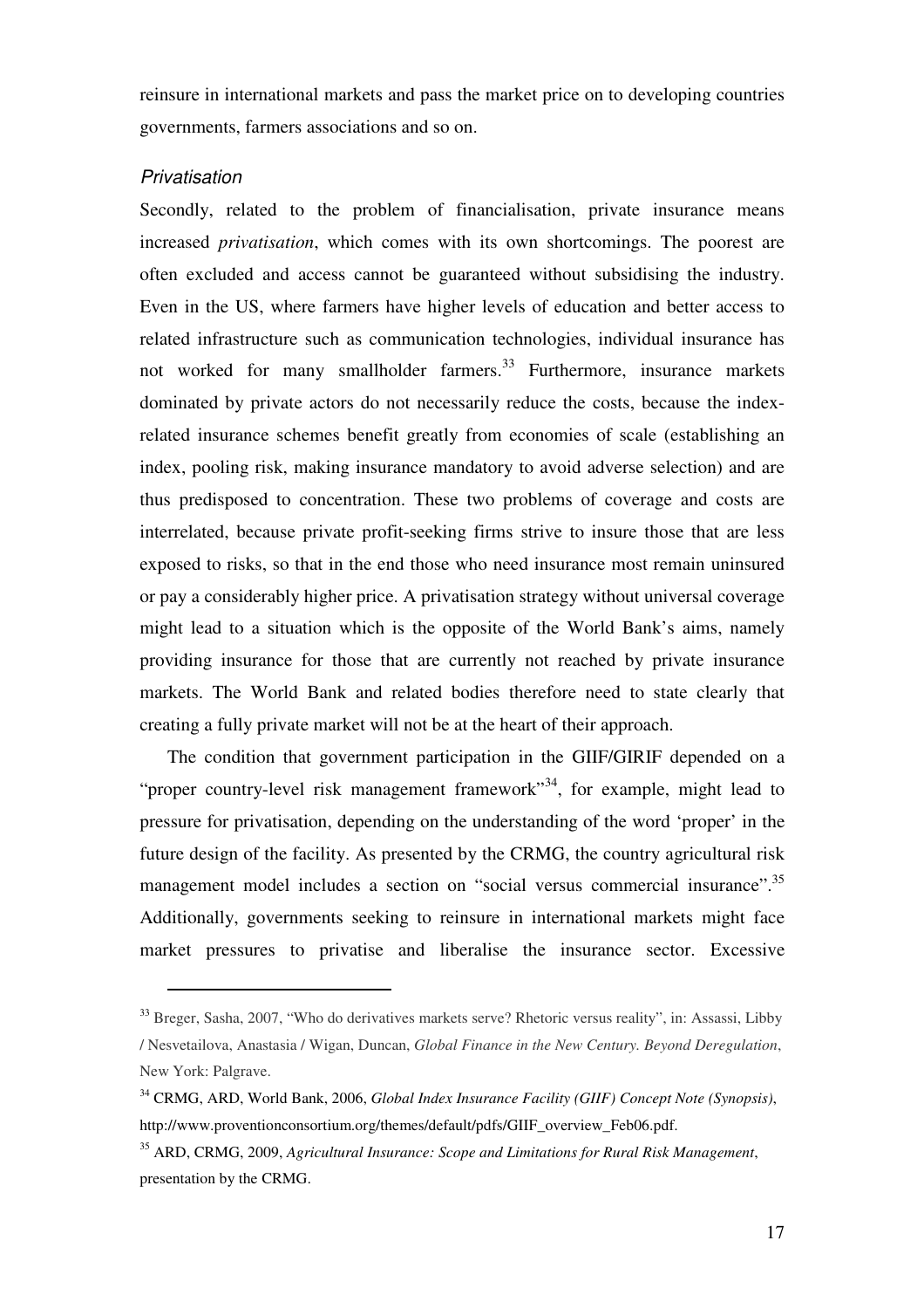reinsure in international markets and pass the market price on to developing countries governments, farmers associations and so on.

### *Privatisation*

Secondly, related to the problem of financialisation, private insurance means increased *privatisation*, which comes with its own shortcomings. The poorest are often excluded and access cannot be guaranteed without subsidising the industry. Even in the US, where farmers have higher levels of education and better access to related infrastructure such as communication technologies, individual insurance has not worked for many smallholder farmers.[33] Furthermore, insurance markets dominated by private actors do not necessarily reduce the costs, because the index-related insurance schemes benefit greatly from economies of scale (establishing an index, pooling risk, making insurance mandatory to avoid adverse selection) and are thus predisposed to concentration. These two problems of coverage and costs are interrelated, because private profit-seeking firms strive to insure those that are less exposed to risks, so that in the end those who need insurance most remain uninsured or pay a considerably higher price. A privatisation strategy without universal coverage might lead to a situation which is the opposite of the World Bank's aims, namely providing insurance for those that are currently not reached by private insurance markets. The World Bank and related bodies therefore need to state clearly that creating a fully private market will not be at the heart of their approach.

The condition that government participation in the GIIF/GIRIF depended on a "proper country-level risk management framework"[34], for example, might lead to pressure for privatisation, depending on the understanding of the word 'proper' in the future design of the facility. As presented by the CRMG, the country agricultural risk management model includes a section on "social versus commercial insurance".[35] Additionally, governments seeking to reinsure in international markets might face market pressures to privatise and liberalise the insurance sector. Excessive

---

[33] Breger, Sasha, 2007, "Who do derivatives markets serve? Rhetoric versus reality", in: Assassi, Libby / Nesvetailova, Anastasia / Wigan, Duncan, *Global Finance in the New Century. Beyond Deregulation*, New York: Palgrave.

[34] CRMG, ARD, World Bank, 2006, *Global Index Insurance Facility (GIIF) Concept Note (Synopsis)*, http://www.proventionconsortium.org/themes/default/pdfs/GIIF_overview_Feb06.pdf.

[35] ARD, CRMG, 2009, *Agricultural Insurance: Scope and Limitations for Rural Risk Management*, presentation by the CRMG.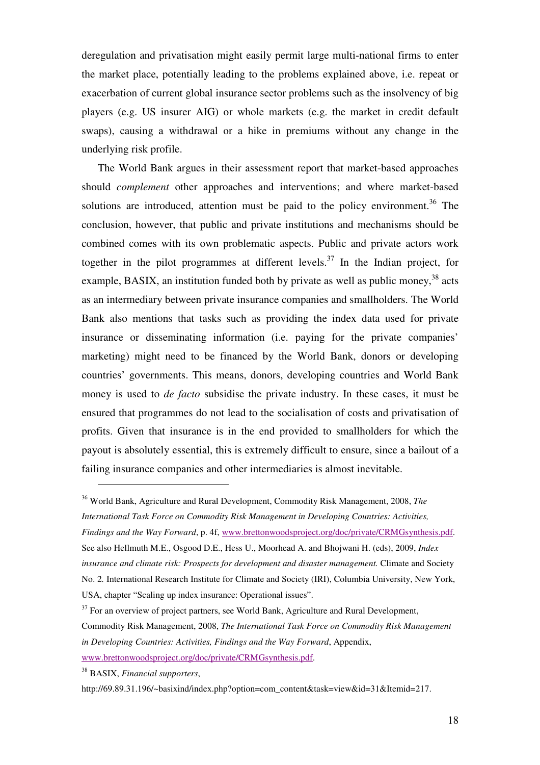deregulation and privatisation might easily permit large multi-national firms to enter the market place, potentially leading to the problems explained above, i.e. repeat or exacerbation of current global insurance sector problems such as the insolvency of big players (e.g. US insurer AIG) or whole markets (e.g. the market in credit default swaps), causing a withdrawal or a hike in premiums without any change in the underlying risk profile.

The World Bank argues in their assessment report that market-based approaches should *complement* other approaches and interventions; and where market-based solutions are introduced, attention must be paid to the policy environment.[36] The conclusion, however, that public and private institutions and mechanisms should be combined comes with its own problematic aspects. Public and private actors work together in the pilot programmes at different levels.[37] In the Indian project, for example, BASIX, an institution funded both by private as well as public money,[38] acts as an intermediary between private insurance companies and smallholders. The World Bank also mentions that tasks such as providing the index data used for private insurance or disseminating information (i.e. paying for the private companies' marketing) might need to be financed by the World Bank, donors or developing countries' governments. This means, donors, developing countries and World Bank money is used to *de facto* subsidise the private industry. In these cases, it must be ensured that programmes do not lead to the socialisation of costs and privatisation of profits. Given that insurance is in the end provided to smallholders for which the payout is absolutely essential, this is extremely difficult to ensure, since a bailout of a failing insurance companies and other intermediaries is almost inevitable.

---

[36] World Bank, Agriculture and Rural Development, Commodity Risk Management, 2008, *The International Task Force on Commodity Risk Management in Developing Countries: Activities, Findings and the Way Forward*, p. 4f, www.brettonwoodsproject.org/doc/private/CRMGsynthesis.pdf. See also Hellmuth M.E., Osgood D.E., Hess U., Moorhead A. and Bhojwani H. (eds), 2009, *Index insurance and climate risk: Prospects for development and disaster management.* Climate and Society No. 2. International Research Institute for Climate and Society (IRI), Columbia University, New York, USA, chapter "Scaling up index insurance: Operational issues".

[37] For an overview of project partners, see World Bank, Agriculture and Rural Development, Commodity Risk Management, 2008, *The International Task Force on Commodity Risk Management in Developing Countries: Activities, Findings and the Way Forward*, Appendix, www.brettonwoodsproject.org/doc/private/CRMGsynthesis.pdf.

[38] BASIX, *Financial supporters*, http://69.89.31.196/~basixind/index.php?option=com_content&task=view&id=31&Itemid=217.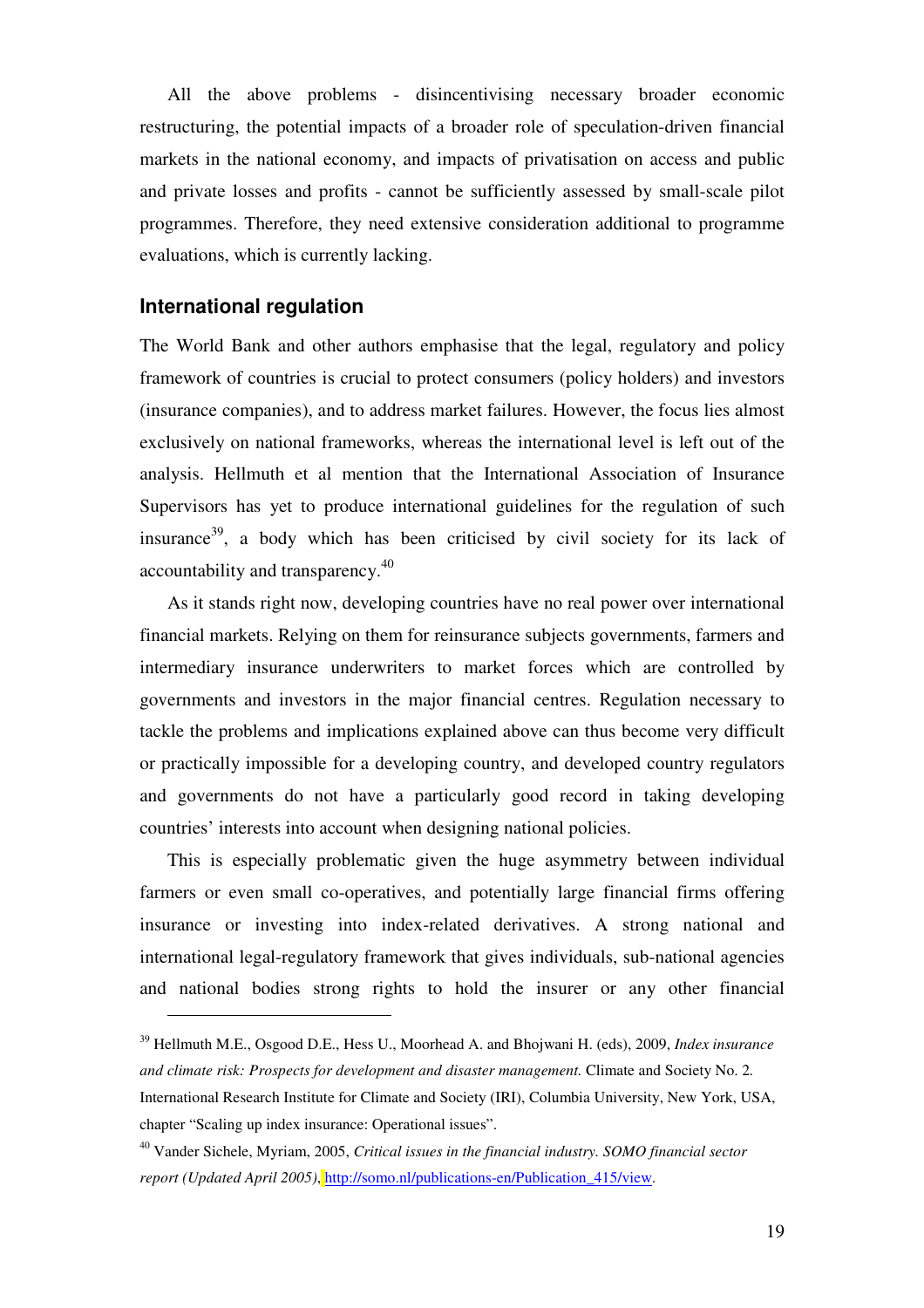All the above problems - disincentivising necessary broader economic restructuring, the potential impacts of a broader role of speculation-driven financial markets in the national economy, and impacts of privatisation on access and public and private losses and profits - cannot be sufficiently assessed by small-scale pilot programmes. Therefore, they need extensive consideration additional to programme evaluations, which is currently lacking.

## International regulation

The World Bank and other authors emphasise that the legal, regulatory and policy framework of countries is crucial to protect consumers (policy holders) and investors (insurance companies), and to address market failures. However, the focus lies almost exclusively on national frameworks, whereas the international level is left out of the analysis. Hellmuth et al mention that the International Association of Insurance Supervisors has yet to produce international guidelines for the regulation of such insurance[39], a body which has been criticised by civil society for its lack of accountability and transparency.[40]

As it stands right now, developing countries have no real power over international financial markets. Relying on them for reinsurance subjects governments, farmers and intermediary insurance underwriters to market forces which are controlled by governments and investors in the major financial centres. Regulation necessary to tackle the problems and implications explained above can thus become very difficult or practically impossible for a developing country, and developed country regulators and governments do not have a particularly good record in taking developing countries' interests into account when designing national policies.

This is especially problematic given the huge asymmetry between individual farmers or even small co-operatives, and potentially large financial firms offering insurance or investing into index-related derivatives. A strong national and international legal-regulatory framework that gives individuals, sub-national agencies and national bodies strong rights to hold the insurer or any other financial

---

[39] Hellmuth M.E., Osgood D.E., Hess U., Moorhead A. and Bhojwani H. (eds), 2009, *Index insurance and climate risk: Prospects for development and disaster management.* Climate and Society No. 2. International Research Institute for Climate and Society (IRI), Columbia University, New York, USA, chapter "Scaling up index insurance: Operational issues".

[40] Vander Sichele, Myriam, 2005, *Critical issues in the financial industry. SOMO financial sector report (Updated April 2005)*, http://somo.nl/publications-en/Publication_415/view.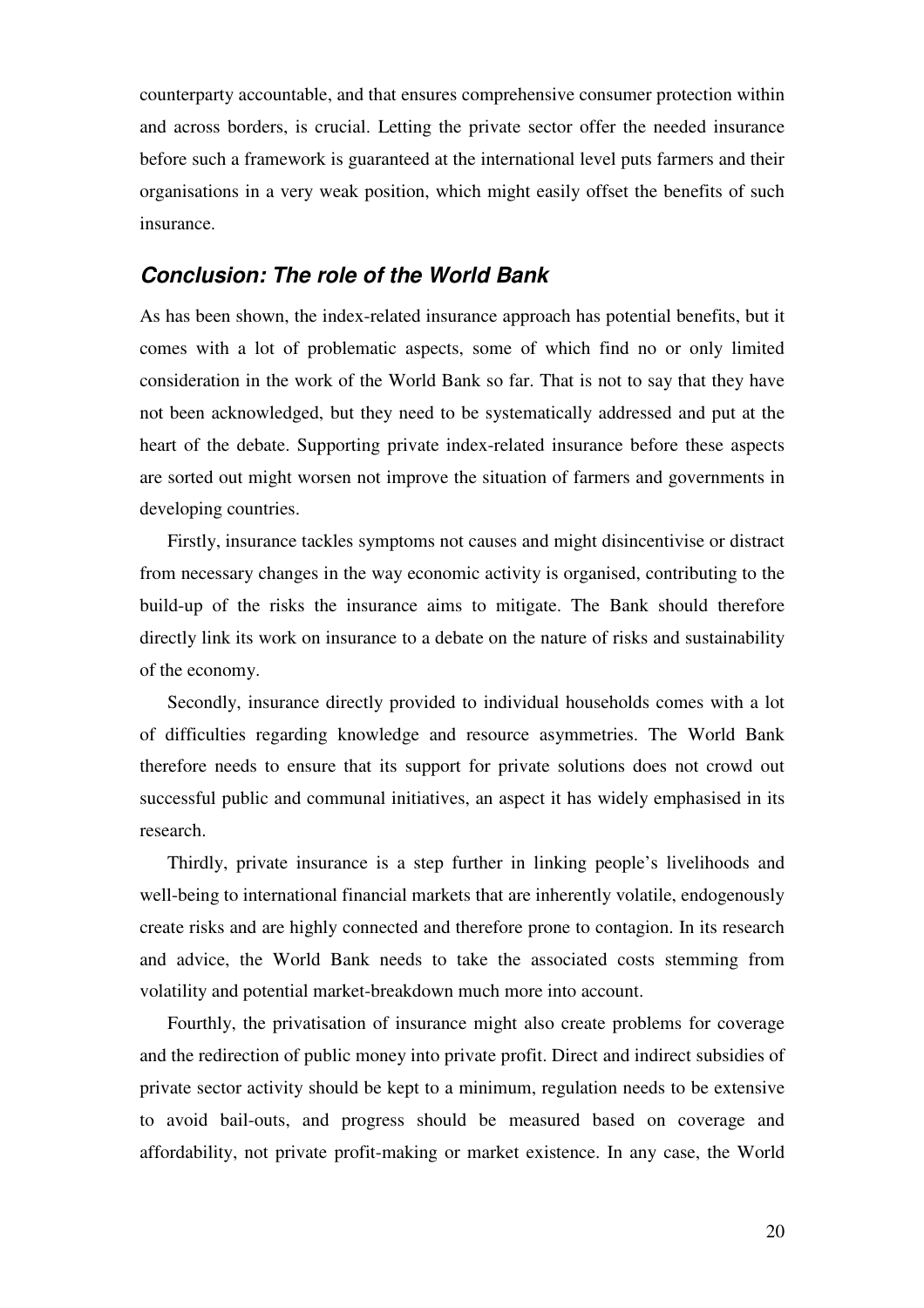counterparty accountable, and that ensures comprehensive consumer protection within and across borders, is crucial. Letting the private sector offer the needed insurance before such a framework is guaranteed at the international level puts farmers and their organisations in a very weak position, which might easily offset the benefits of such insurance.

## *Conclusion: The role of the World Bank*

As has been shown, the index-related insurance approach has potential benefits, but it comes with a lot of problematic aspects, some of which find no or only limited consideration in the work of the World Bank so far. That is not to say that they have not been acknowledged, but they need to be systematically addressed and put at the heart of the debate. Supporting private index-related insurance before these aspects are sorted out might worsen not improve the situation of farmers and governments in developing countries.

Firstly, insurance tackles symptoms not causes and might disincentivise or distract from necessary changes in the way economic activity is organised, contributing to the build-up of the risks the insurance aims to mitigate. The Bank should therefore directly link its work on insurance to a debate on the nature of risks and sustainability of the economy.

Secondly, insurance directly provided to individual households comes with a lot of difficulties regarding knowledge and resource asymmetries. The World Bank therefore needs to ensure that its support for private solutions does not crowd out successful public and communal initiatives, an aspect it has widely emphasised in its research.

Thirdly, private insurance is a step further in linking people's livelihoods and well-being to international financial markets that are inherently volatile, endogenously create risks and are highly connected and therefore prone to contagion. In its research and advice, the World Bank needs to take the associated costs stemming from volatility and potential market-breakdown much more into account.

Fourthly, the privatisation of insurance might also create problems for coverage and the redirection of public money into private profit. Direct and indirect subsidies of private sector activity should be kept to a minimum, regulation needs to be extensive to avoid bail-outs, and progress should be measured based on coverage and affordability, not private profit-making or market existence. In any case, the World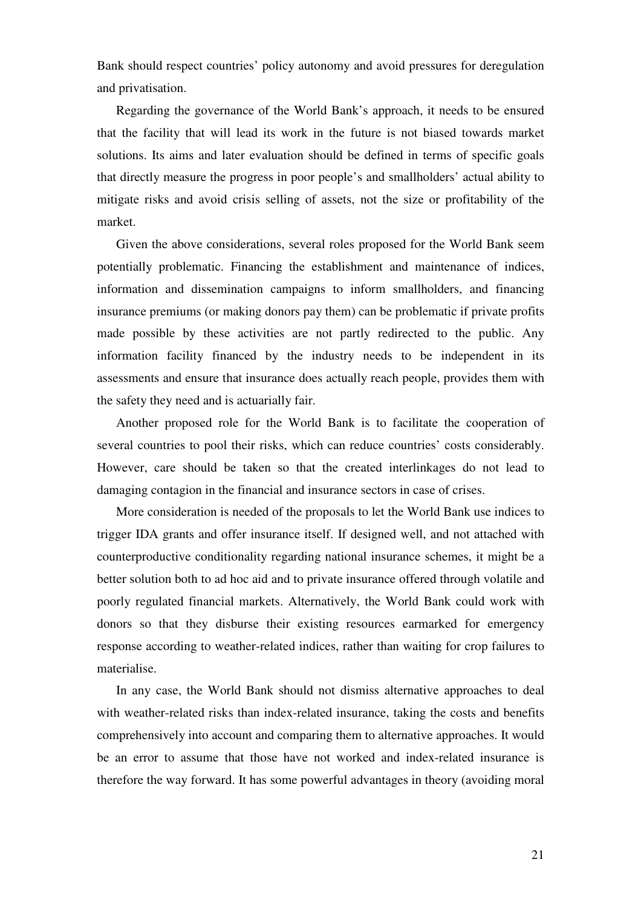Bank should respect countries' policy autonomy and avoid pressures for deregulation and privatisation.

Regarding the governance of the World Bank's approach, it needs to be ensured that the facility that will lead its work in the future is not biased towards market solutions. Its aims and later evaluation should be defined in terms of specific goals that directly measure the progress in poor people's and smallholders' actual ability to mitigate risks and avoid crisis selling of assets, not the size or profitability of the market.

Given the above considerations, several roles proposed for the World Bank seem potentially problematic. Financing the establishment and maintenance of indices, information and dissemination campaigns to inform smallholders, and financing insurance premiums (or making donors pay them) can be problematic if private profits made possible by these activities are not partly redirected to the public. Any information facility financed by the industry needs to be independent in its assessments and ensure that insurance does actually reach people, provides them with the safety they need and is actuarially fair.

Another proposed role for the World Bank is to facilitate the cooperation of several countries to pool their risks, which can reduce countries' costs considerably. However, care should be taken so that the created interlinkages do not lead to damaging contagion in the financial and insurance sectors in case of crises.

More consideration is needed of the proposals to let the World Bank use indices to trigger IDA grants and offer insurance itself. If designed well, and not attached with counterproductive conditionality regarding national insurance schemes, it might be a better solution both to ad hoc aid and to private insurance offered through volatile and poorly regulated financial markets. Alternatively, the World Bank could work with donors so that they disburse their existing resources earmarked for emergency response according to weather-related indices, rather than waiting for crop failures to materialise.

In any case, the World Bank should not dismiss alternative approaches to deal with weather-related risks than index-related insurance, taking the costs and benefits comprehensively into account and comparing them to alternative approaches. It would be an error to assume that those have not worked and index-related insurance is therefore the way forward. It has some powerful advantages in theory (avoiding moral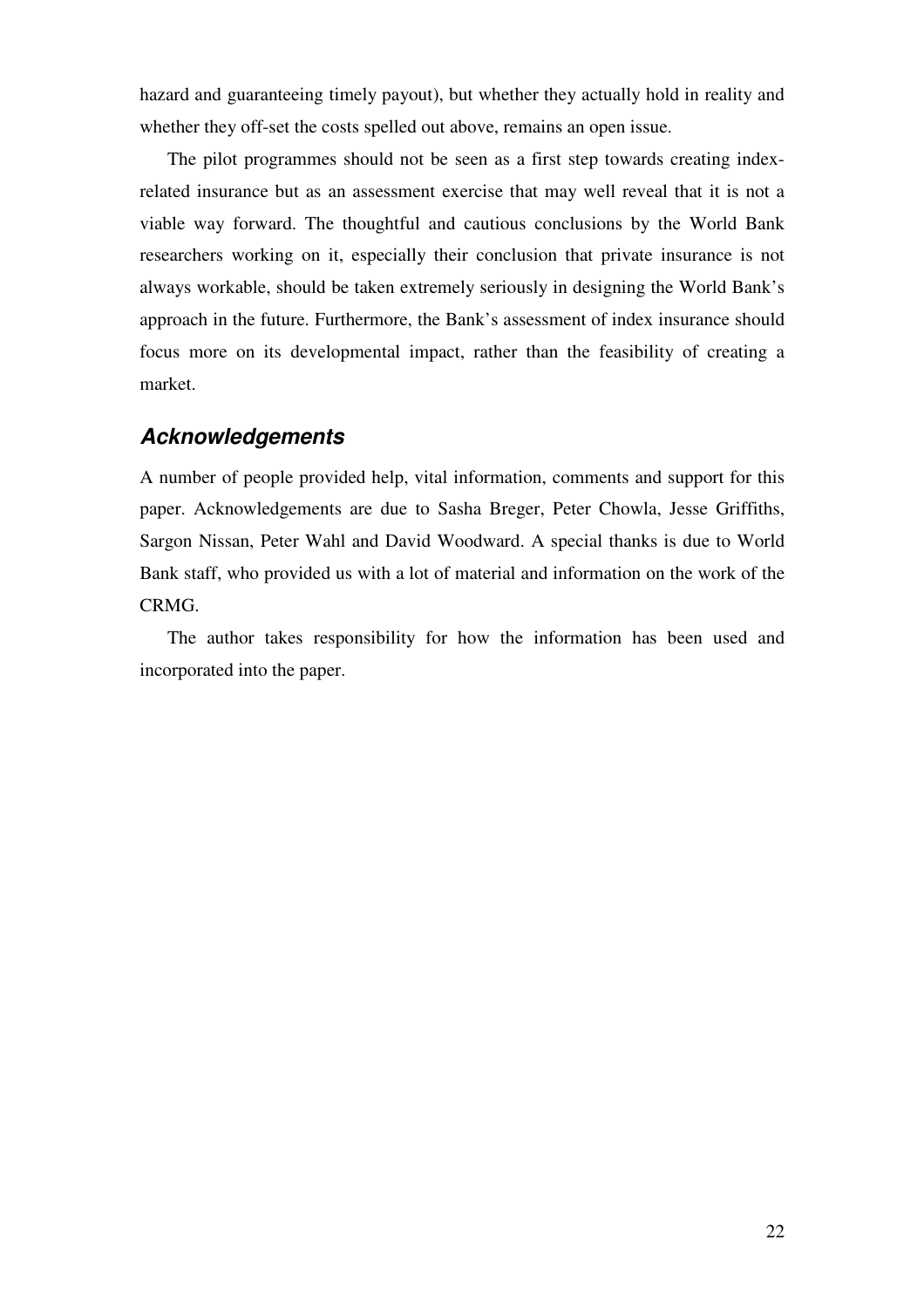hazard and guaranteeing timely payout), but whether they actually hold in reality and whether they off-set the costs spelled out above, remains an open issue.

The pilot programmes should not be seen as a first step towards creating index-related insurance but as an assessment exercise that may well reveal that it is not a viable way forward. The thoughtful and cautious conclusions by the World Bank researchers working on it, especially their conclusion that private insurance is not always workable, should be taken extremely seriously in designing the World Bank's approach in the future. Furthermore, the Bank's assessment of index insurance should focus more on its developmental impact, rather than the feasibility of creating a market.

## *Acknowledgements*

A number of people provided help, vital information, comments and support for this paper. Acknowledgements are due to Sasha Breger, Peter Chowla, Jesse Griffiths, Sargon Nissan, Peter Wahl and David Woodward. A special thanks is due to World Bank staff, who provided us with a lot of material and information on the work of the CRMG.

The author takes responsibility for how the information has been used and incorporated into the paper.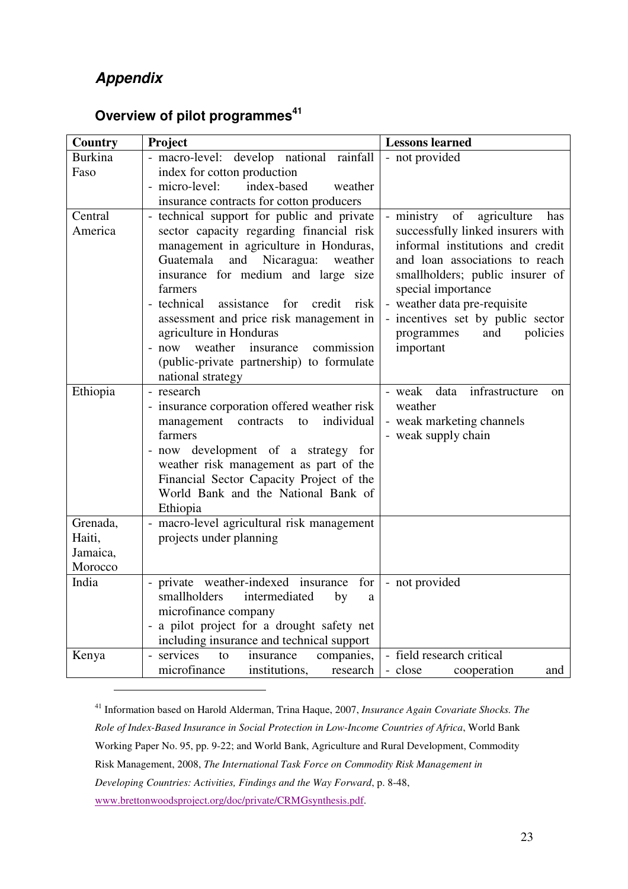## *Appendix*

### Overview of pilot programmes[41]

| Country | Project | Lessons learned |
|---|---|---|
| Burkina Faso | - macro-level: develop national rainfall index for cotton production<br>- micro-level: index-based weather insurance contracts for cotton producers | - not provided |
| Central America | - technical support for public and private sector capacity regarding financial risk management in agriculture in Honduras, Guatemala and Nicaragua: weather insurance for medium and large size farmers<br>- technical assistance for credit risk assessment and price risk management in agriculture in Honduras<br>- now weather insurance commission (public-private partnership) to formulate national strategy | - ministry of agriculture has successfully linked insurers with informal institutions and credit and loan associations to reach smallholders; public insurer of special importance<br>- weather data pre-requisite<br>- incentives set by public sector programmes and policies important |
| Ethiopia | - research<br>- insurance corporation offered weather risk management contracts to individual farmers<br>- now development of a strategy for weather risk management as part of the Financial Sector Capacity Project of the World Bank and the National Bank of Ethiopia | - weak data infrastructure on weather<br>- weak marketing channels<br>- weak supply chain |
| Grenada, Haiti, Jamaica, Morocco | - macro-level agricultural risk management projects under planning | |
| India | - private weather-indexed insurance for smallholders intermediated by a microfinance company<br>- a pilot project for a drought safety net including insurance and technical support | - not provided |
| Kenya | - services to insurance companies, microfinance institutions, research | - field research critical<br>- close cooperation and |

[41] Information based on Harold Alderman, Trina Haque, 2007, *Insurance Again Covariate Shocks. The Role of Index-Based Insurance in Social Protection in Low-Income Countries of Africa*, World Bank Working Paper No. 95, pp. 9-22; and World Bank, Agriculture and Rural Development, Commodity Risk Management, 2008, *The International Task Force on Commodity Risk Management in Developing Countries: Activities, Findings and the Way Forward*, p. 8-48, www.brettonwoodsproject.org/doc/private/CRMGsynthesis.pdf.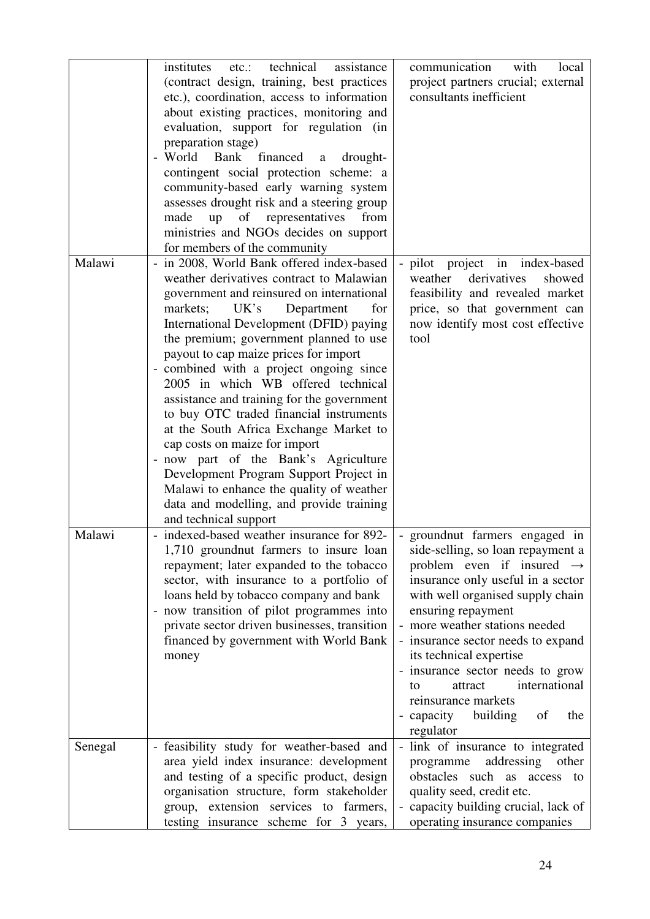| | | |
|---|---|---|
| | institutes etc.: technical assistance (contract design, training, best practices etc.), coordination, access to information about existing practices, monitoring and evaluation, support for regulation (in preparation stage)<br>- World Bank financed a drought-contingent social protection scheme: a community-based early warning system assesses drought risk and a steering group made up of representatives from ministries and NGOs decides on support for members of the community | communication with local project partners crucial; external consultants inefficient |
| Malawi | - in 2008, World Bank offered index-based weather derivatives contract to Malawian government and reinsured on international markets; UK's Department for International Development (DFID) paying the premium; government planned to use payout to cap maize prices for import<br>- combined with a project ongoing since 2005 in which WB offered technical assistance and training for the government to buy OTC traded financial instruments at the South Africa Exchange Market to cap costs on maize for import<br>- now part of the Bank's Agriculture Development Program Support Project in Malawi to enhance the quality of weather data and modelling, and provide training and technical support | - pilot project in index-based weather derivatives showed feasibility and revealed market price, so that government can now identify most cost effective tool |
| Malawi | - indexed-based weather insurance for 892-1,710 groundnut farmers to insure loan repayment; later expanded to the tobacco sector, with insurance to a portfolio of loans held by tobacco company and bank<br>- now transition of pilot programmes into private sector driven businesses, transition financed by government with World Bank money | - groundnut farmers engaged in side-selling, so loan repayment a problem even if insured → insurance only useful in a sector with well organised supply chain ensuring repayment<br>- more weather stations needed<br>- insurance sector needs to expand its technical expertise<br>- insurance sector needs to grow to attract international reinsurance markets<br>- capacity building of the regulator |
| Senegal | - feasibility study for weather-based and area yield index insurance: development and testing of a specific product, design organisation structure, form stakeholder group, extension services to farmers, testing insurance scheme for 3 years, | - link of insurance to integrated programme addressing other obstacles such as access to quality seed, credit etc.<br>- capacity building crucial, lack of operating insurance companies |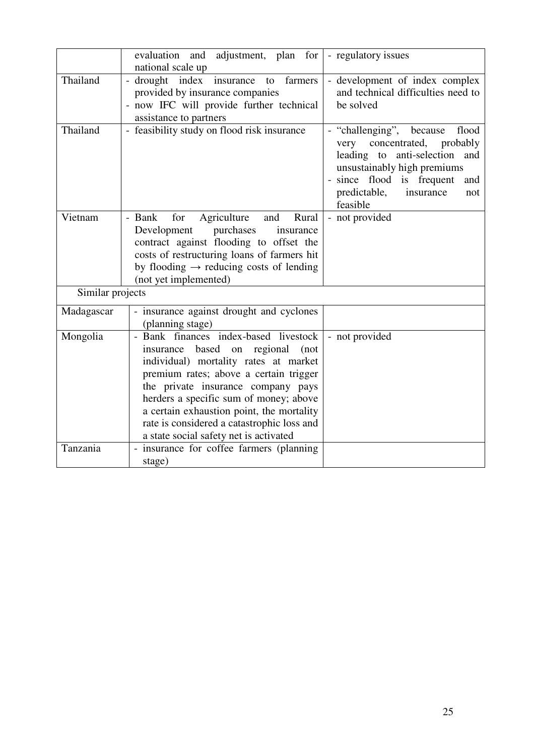| | | |
|---|---|---|
| | evaluation and adjustment, plan for national scale up | - regulatory issues |
| Thailand | - drought index insurance to farmers provided by insurance companies<br>- now IFC will provide further technical assistance to partners | - development of index complex and technical difficulties need to be solved |
| Thailand | - feasibility study on flood risk insurance | - "challenging", because flood very concentrated, probably leading to anti-selection and unsustainably high premiums<br>- since flood is frequent and predictable, insurance not feasible |
| Vietnam | - Bank for Agriculture and Rural Development purchases insurance contract against flooding to offset the costs of restructuring loans of farmers hit by flooding → reducing costs of lending (not yet implemented) | - not provided |
| Similar projects | | |
| Madagascar | - insurance against drought and cyclones (planning stage) | |
| Mongolia | - Bank finances index-based livestock insurance based on regional (not individual) mortality rates at market premium rates; above a certain trigger the private insurance company pays herders a specific sum of money; above a certain exhaustion point, the mortality rate is considered a catastrophic loss and a state social safety net is activated | - not provided |
| Tanzania | - insurance for coffee farmers (planning stage) | |